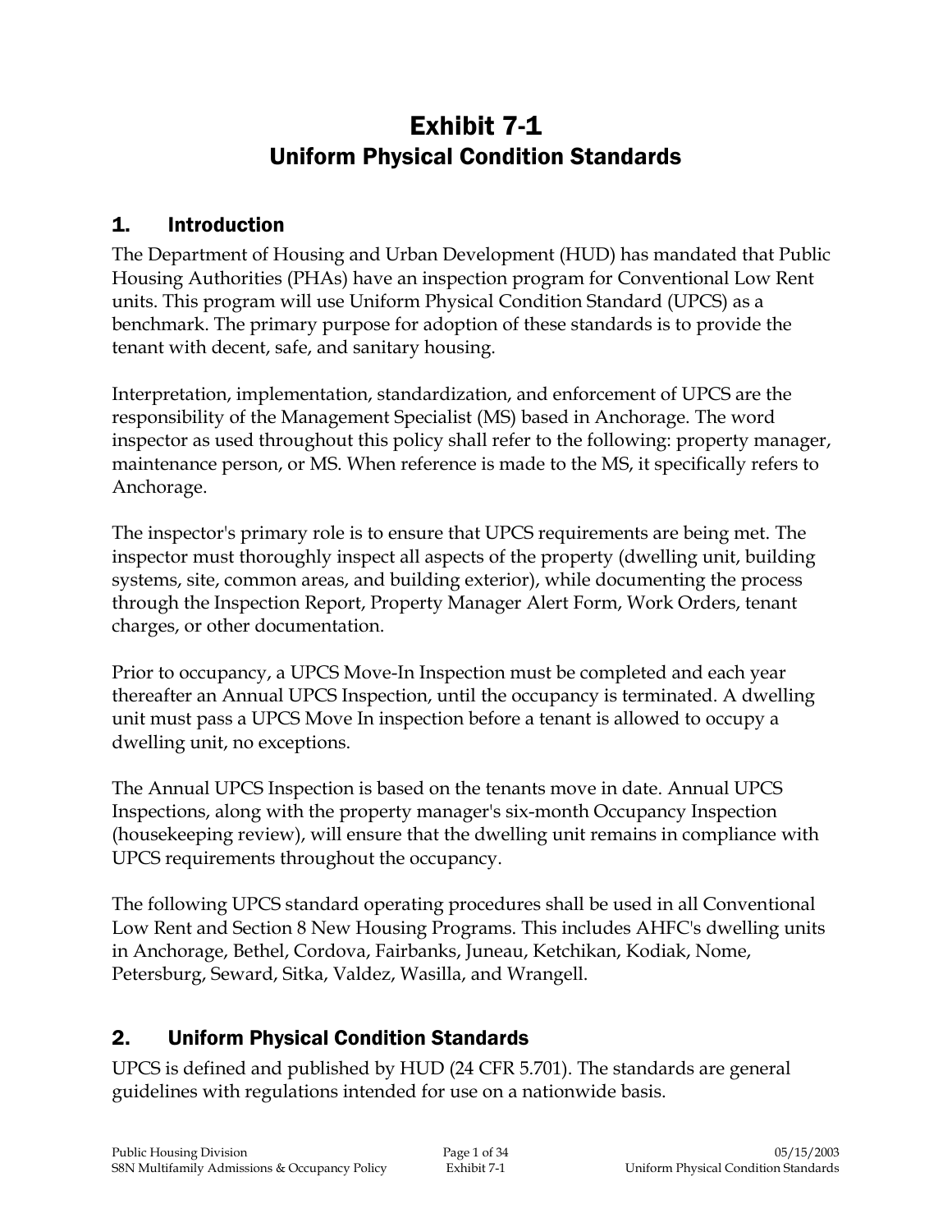# Exhibit 7-1
## Uniform Physical Condition Standards

## 1. Introduction

The Department of Housing and Urban Development (HUD) has mandated that Public Housing Authorities (PHAs) have an inspection program for Conventional Low Rent units. This program will use Uniform Physical Condition Standard (UPCS) as a benchmark. The primary purpose for adoption of these standards is to provide the tenant with decent, safe, and sanitary housing.

Interpretation, implementation, standardization, and enforcement of UPCS are the responsibility of the Management Specialist (MS) based in Anchorage. The word inspector as used throughout this policy shall refer to the following: property manager, maintenance person, or MS. When reference is made to the MS, it specifically refers to Anchorage.

The inspector's primary role is to ensure that UPCS requirements are being met. The inspector must thoroughly inspect all aspects of the property (dwelling unit, building systems, site, common areas, and building exterior), while documenting the process through the Inspection Report, Property Manager Alert Form, Work Orders, tenant charges, or other documentation.

Prior to occupancy, a UPCS Move-In Inspection must be completed and each year thereafter an Annual UPCS Inspection, until the occupancy is terminated. A dwelling unit must pass a UPCS Move In inspection before a tenant is allowed to occupy a dwelling unit, no exceptions.

The Annual UPCS Inspection is based on the tenants move in date. Annual UPCS Inspections, along with the property manager's six-month Occupancy Inspection (housekeeping review), will ensure that the dwelling unit remains in compliance with UPCS requirements throughout the occupancy.

The following UPCS standard operating procedures shall be used in all Conventional Low Rent and Section 8 New Housing Programs. This includes AHFC's dwelling units in Anchorage, Bethel, Cordova, Fairbanks, Juneau, Ketchikan, Kodiak, Nome, Petersburg, Seward, Sitka, Valdez, Wasilla, and Wrangell.

## 2. Uniform Physical Condition Standards

UPCS is defined and published by HUD (24 CFR 5.701). The standards are general guidelines with regulations intended for use on a nationwide basis.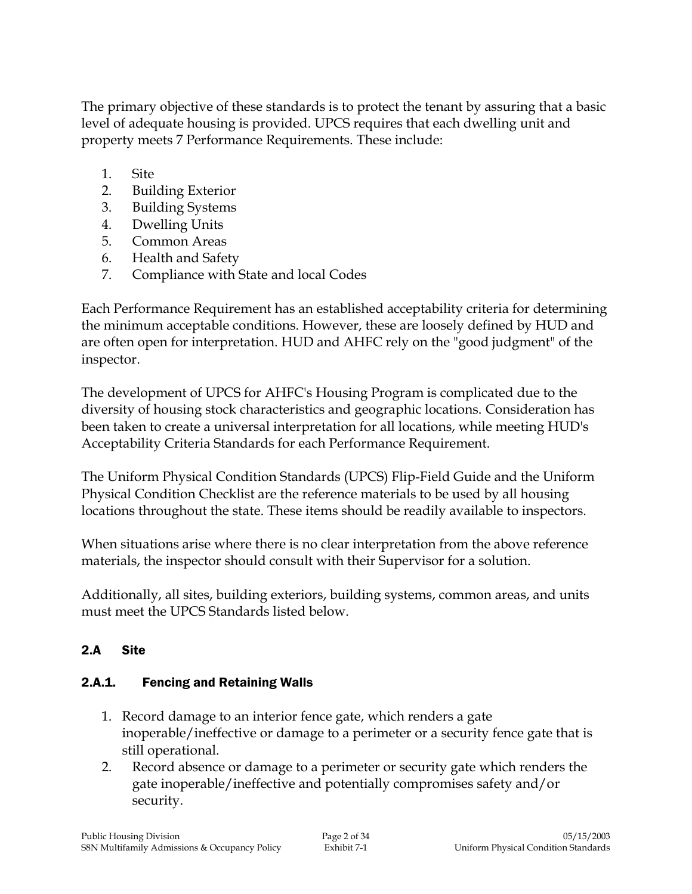The primary objective of these standards is to protect the tenant by assuring that a basic level of adequate housing is provided. UPCS requires that each dwelling unit and property meets 7 Performance Requirements. These include:

1. Site
2. Building Exterior
3. Building Systems
4. Dwelling Units
5. Common Areas
6. Health and Safety
7. Compliance with State and local Codes

Each Performance Requirement has an established acceptability criteria for determining the minimum acceptable conditions. However, these are loosely defined by HUD and are often open for interpretation. HUD and AHFC rely on the "good judgment" of the inspector.

The development of UPCS for AHFC's Housing Program is complicated due to the diversity of housing stock characteristics and geographic locations. Consideration has been taken to create a universal interpretation for all locations, while meeting HUD's Acceptability Criteria Standards for each Performance Requirement.

The Uniform Physical Condition Standards (UPCS) Flip-Field Guide and the Uniform Physical Condition Checklist are the reference materials to be used by all housing locations throughout the state. These items should be readily available to inspectors.

When situations arise where there is no clear interpretation from the above reference materials, the inspector should consult with their Supervisor for a solution.

Additionally, all sites, building exteriors, building systems, common areas, and units must meet the UPCS Standards listed below.

## 2.A Site

### 2.A.1. Fencing and Retaining Walls

1. Record damage to an interior fence gate, which renders a gate inoperable/ineffective or damage to a perimeter or a security fence gate that is still operational.
2. Record absence or damage to a perimeter or security gate which renders the gate inoperable/ineffective and potentially compromises safety and/or security.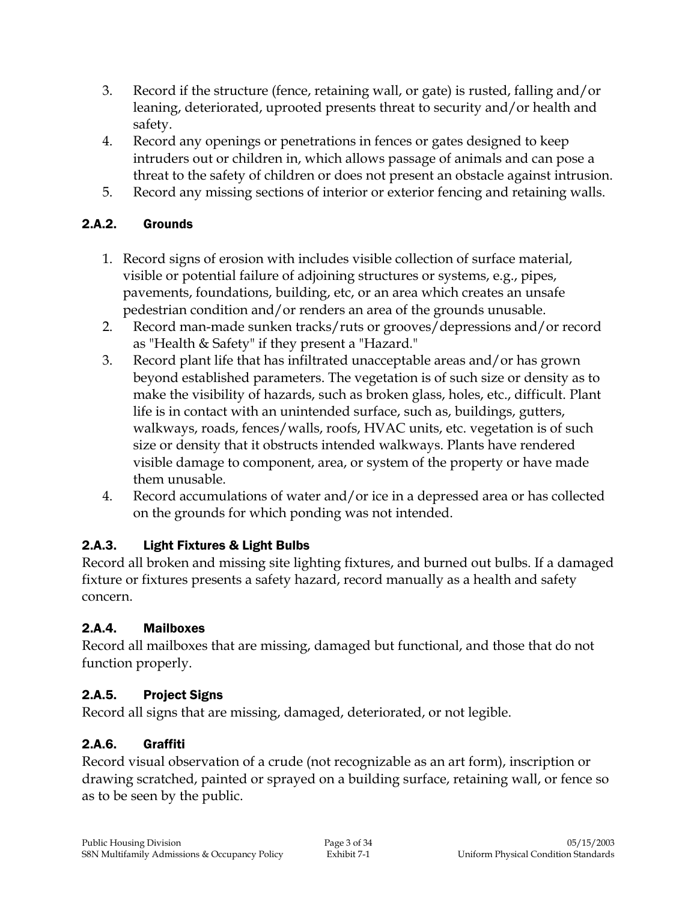3. Record if the structure (fence, retaining wall, or gate) is rusted, falling and/or leaning, deteriorated, uprooted presents threat to security and/or health and safety.
4. Record any openings or penetrations in fences or gates designed to keep intruders out or children in, which allows passage of animals and can pose a threat to the safety of children or does not present an obstacle against intrusion.
5. Record any missing sections of interior or exterior fencing and retaining walls.

### 2.A.2. Grounds

1. Record signs of erosion with includes visible collection of surface material, visible or potential failure of adjoining structures or systems, e.g., pipes, pavements, foundations, building, etc, or an area which creates an unsafe pedestrian condition and/or renders an area of the grounds unusable.
2. Record man-made sunken tracks/ruts or grooves/depressions and/or record as "Health & Safety" if they present a "Hazard."
3. Record plant life that has infiltrated unacceptable areas and/or has grown beyond established parameters. The vegetation is of such size or density as to make the visibility of hazards, such as broken glass, holes, etc., difficult. Plant life is in contact with an unintended surface, such as, buildings, gutters, walkways, roads, fences/walls, roofs, HVAC units, etc. vegetation is of such size or density that it obstructs intended walkways. Plants have rendered visible damage to component, area, or system of the property or have made them unusable.
4. Record accumulations of water and/or ice in a depressed area or has collected on the grounds for which ponding was not intended.

### 2.A.3. Light Fixtures & Light Bulbs

Record all broken and missing site lighting fixtures, and burned out bulbs. If a damaged fixture or fixtures presents a safety hazard, record manually as a health and safety concern.

### 2.A.4. Mailboxes

Record all mailboxes that are missing, damaged but functional, and those that do not function properly.

### 2.A.5. Project Signs

Record all signs that are missing, damaged, deteriorated, or not legible.

### 2.A.6. Graffiti

Record visual observation of a crude (not recognizable as an art form), inscription or drawing scratched, painted or sprayed on a building surface, retaining wall, or fence so as to be seen by the public.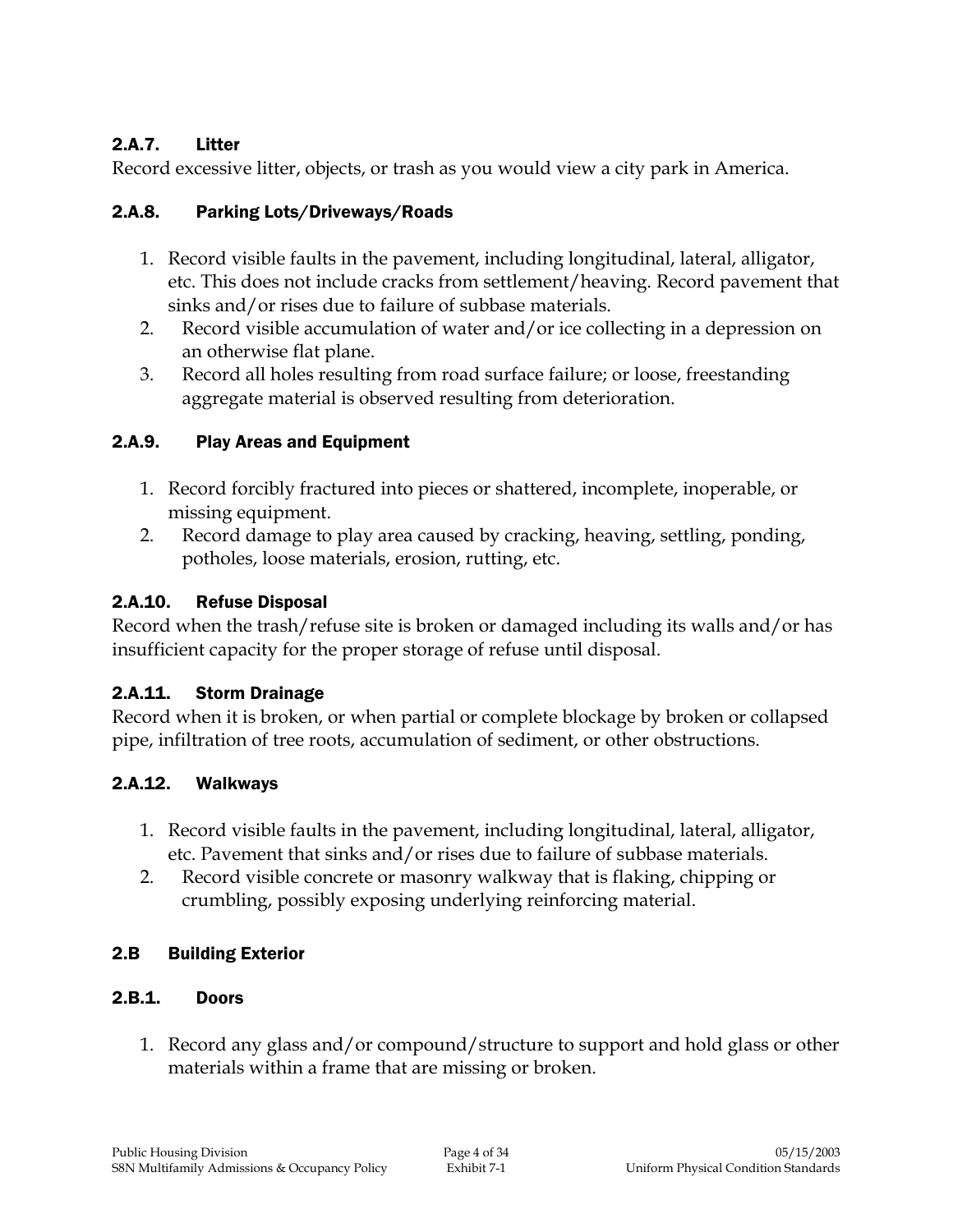### 2.A.7. Litter

Record excessive litter, objects, or trash as you would view a city park in America.

### 2.A.8. Parking Lots/Driveways/Roads

1. Record visible faults in the pavement, including longitudinal, lateral, alligator, etc. This does not include cracks from settlement/heaving. Record pavement that sinks and/or rises due to failure of subbase materials.
2. Record visible accumulation of water and/or ice collecting in a depression on an otherwise flat plane.
3. Record all holes resulting from road surface failure; or loose, freestanding aggregate material is observed resulting from deterioration.

### 2.A.9. Play Areas and Equipment

1. Record forcibly fractured into pieces or shattered, incomplete, inoperable, or missing equipment.
2. Record damage to play area caused by cracking, heaving, settling, ponding, potholes, loose materials, erosion, rutting, etc.

### 2.A.10. Refuse Disposal

Record when the trash/refuse site is broken or damaged including its walls and/or has insufficient capacity for the proper storage of refuse until disposal.

### 2.A.11. Storm Drainage

Record when it is broken, or when partial or complete blockage by broken or collapsed pipe, infiltration of tree roots, accumulation of sediment, or other obstructions.

### 2.A.12. Walkways

1. Record visible faults in the pavement, including longitudinal, lateral, alligator, etc. Pavement that sinks and/or rises due to failure of subbase materials.
2. Record visible concrete or masonry walkway that is flaking, chipping or crumbling, possibly exposing underlying reinforcing material.

## 2.B Building Exterior

### 2.B.1. Doors

1. Record any glass and/or compound/structure to support and hold glass or other materials within a frame that are missing or broken.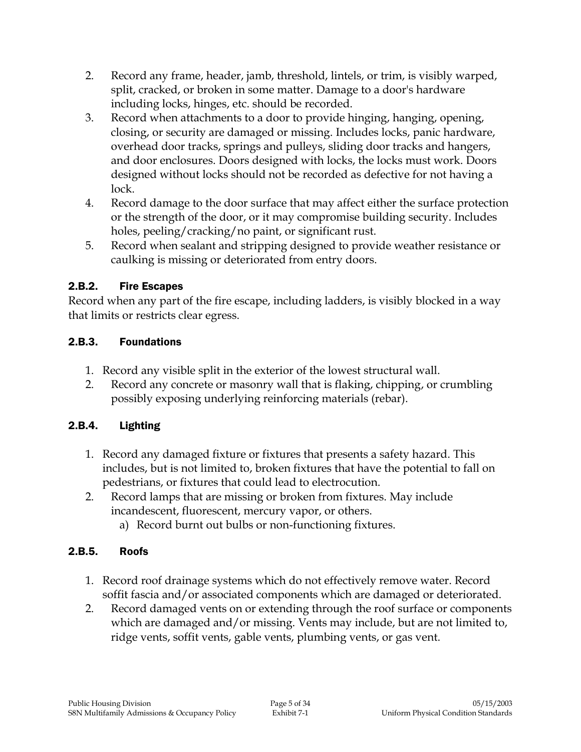2. Record any frame, header, jamb, threshold, lintels, or trim, is visibly warped, split, cracked, or broken in some matter. Damage to a door's hardware including locks, hinges, etc. should be recorded.
3. Record when attachments to a door to provide hinging, hanging, opening, closing, or security are damaged or missing. Includes locks, panic hardware, overhead door tracks, springs and pulleys, sliding door tracks and hangers, and door enclosures. Doors designed with locks, the locks must work. Doors designed without locks should not be recorded as defective for not having a lock.
4. Record damage to the door surface that may affect either the surface protection or the strength of the door, or it may compromise building security. Includes holes, peeling/cracking/no paint, or significant rust.
5. Record when sealant and stripping designed to provide weather resistance or caulking is missing or deteriorated from entry doors.

### 2.B.2. Fire Escapes

Record when any part of the fire escape, including ladders, is visibly blocked in a way that limits or restricts clear egress.

### 2.B.3. Foundations

1. Record any visible split in the exterior of the lowest structural wall.
2. Record any concrete or masonry wall that is flaking, chipping, or crumbling possibly exposing underlying reinforcing materials (rebar).

### 2.B.4. Lighting

1. Record any damaged fixture or fixtures that presents a safety hazard. This includes, but is not limited to, broken fixtures that have the potential to fall on pedestrians, or fixtures that could lead to electrocution.
2. Record lamps that are missing or broken from fixtures. May include incandescent, fluorescent, mercury vapor, or others.
   a) Record burnt out bulbs or non-functioning fixtures.

### 2.B.5. Roofs

1. Record roof drainage systems which do not effectively remove water. Record soffit fascia and/or associated components which are damaged or deteriorated.
2. Record damaged vents on or extending through the roof surface or components which are damaged and/or missing. Vents may include, but are not limited to, ridge vents, soffit vents, gable vents, plumbing vents, or gas vent.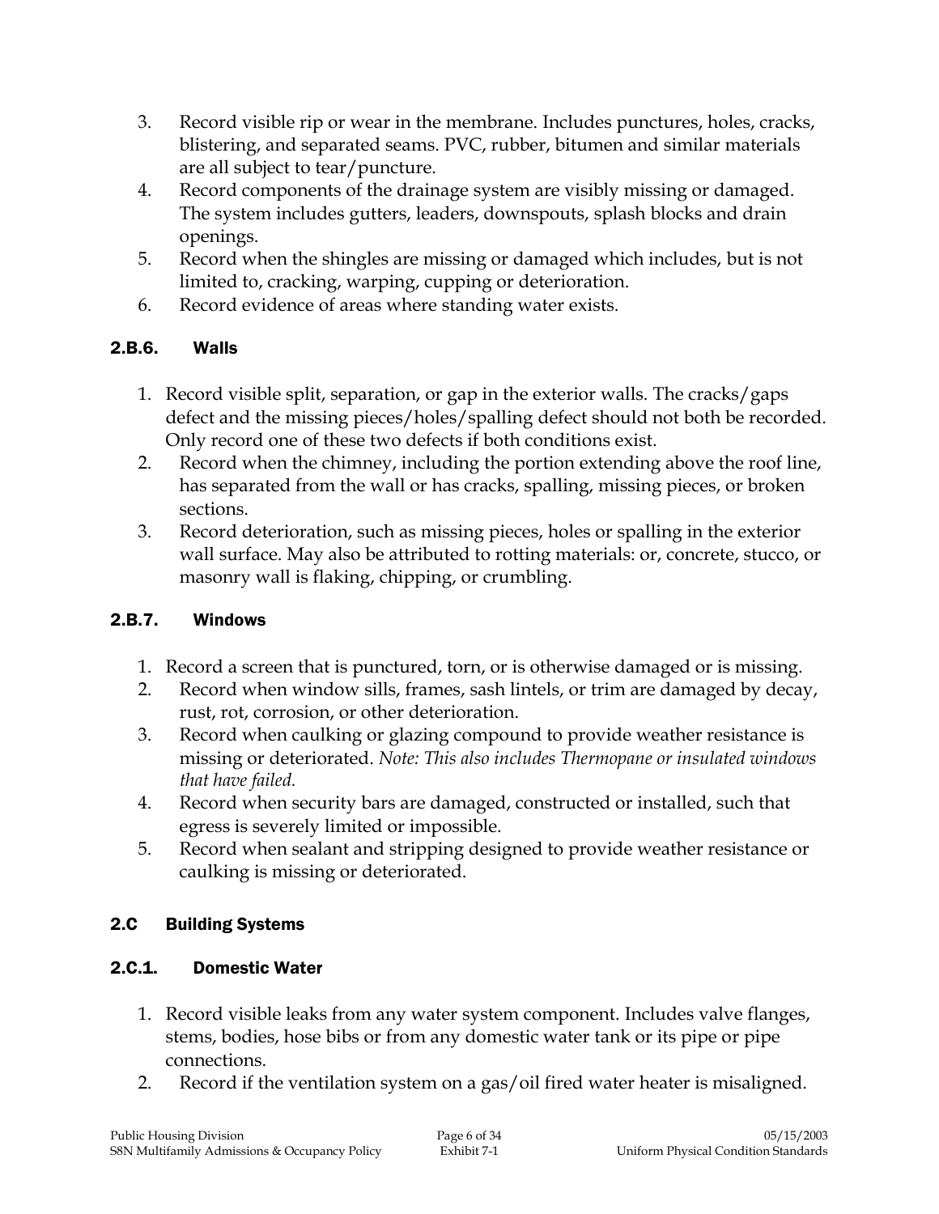3. Record visible rip or wear in the membrane. Includes punctures, holes, cracks, blistering, and separated seams. PVC, rubber, bitumen and similar materials are all subject to tear/puncture.
4. Record components of the drainage system are visibly missing or damaged. The system includes gutters, leaders, downspouts, splash blocks and drain openings.
5. Record when the shingles are missing or damaged which includes, but is not limited to, cracking, warping, cupping or deterioration.
6. Record evidence of areas where standing water exists.

### 2.B.6. Walls

1. Record visible split, separation, or gap in the exterior walls. The cracks/gaps defect and the missing pieces/holes/spalling defect should not both be recorded. Only record one of these two defects if both conditions exist.
2. Record when the chimney, including the portion extending above the roof line, has separated from the wall or has cracks, spalling, missing pieces, or broken sections.
3. Record deterioration, such as missing pieces, holes or spalling in the exterior wall surface. May also be attributed to rotting materials: or, concrete, stucco, or masonry wall is flaking, chipping, or crumbling.

### 2.B.7. Windows

1. Record a screen that is punctured, torn, or is otherwise damaged or is missing.
2. Record when window sills, frames, sash lintels, or trim are damaged by decay, rust, rot, corrosion, or other deterioration.
3. Record when caulking or glazing compound to provide weather resistance is missing or deteriorated. *Note: This also includes Thermopane or insulated windows that have failed.*
4. Record when security bars are damaged, constructed or installed, such that egress is severely limited or impossible.
5. Record when sealant and stripping designed to provide weather resistance or caulking is missing or deteriorated.

## 2.C Building Systems

### 2.C.1. Domestic Water

1. Record visible leaks from any water system component. Includes valve flanges, stems, bodies, hose bibs or from any domestic water tank or its pipe or pipe connections.
2. Record if the ventilation system on a gas/oil fired water heater is misaligned.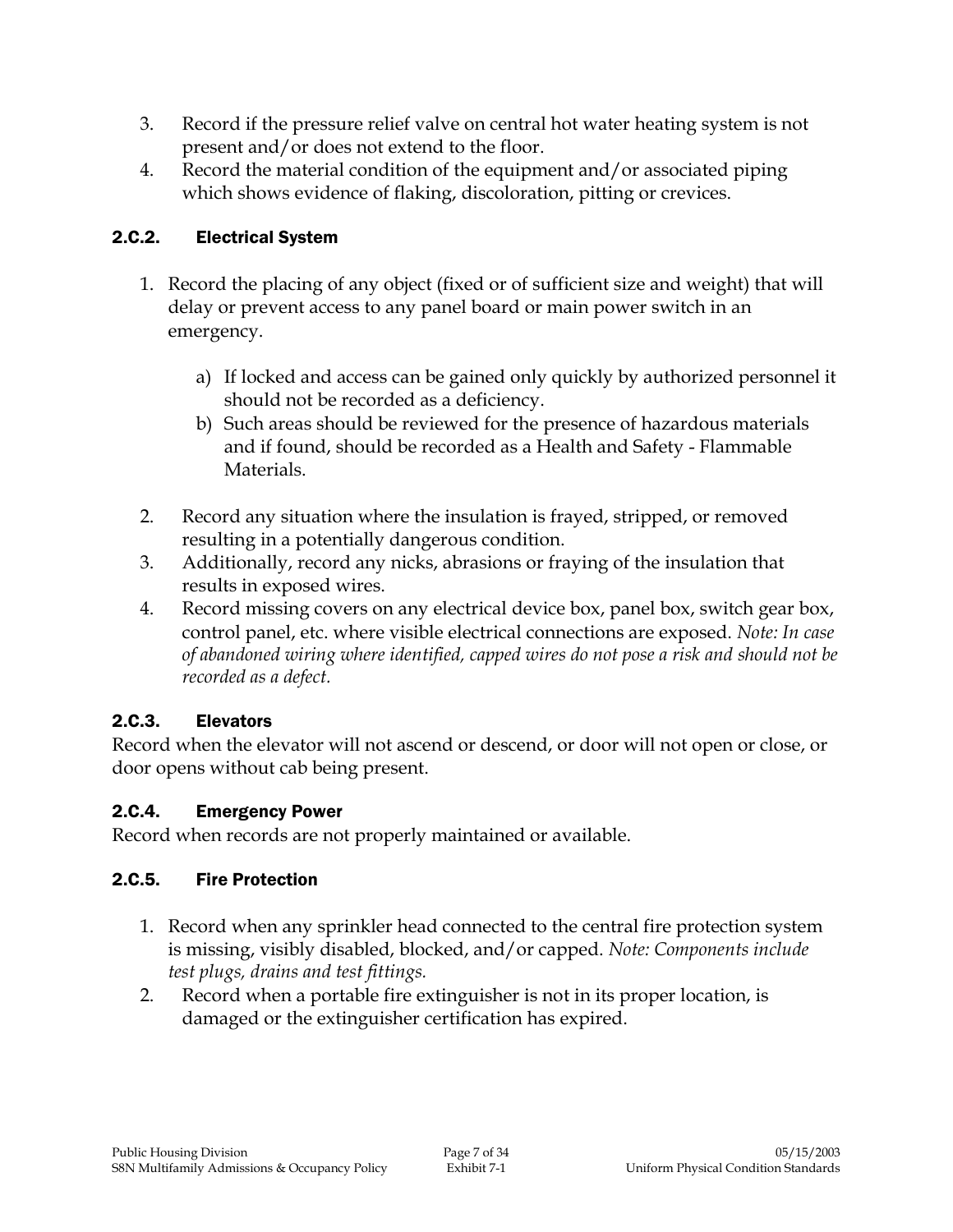3. Record if the pressure relief valve on central hot water heating system is not present and/or does not extend to the floor.
4. Record the material condition of the equipment and/or associated piping which shows evidence of flaking, discoloration, pitting or crevices.

### 2.C.2. Electrical System

1. Record the placing of any object (fixed or of sufficient size and weight) that will delay or prevent access to any panel board or main power switch in an emergency.

    a) If locked and access can be gained only quickly by authorized personnel it should not be recorded as a deficiency.
    b) Such areas should be reviewed for the presence of hazardous materials and if found, should be recorded as a Health and Safety - Flammable Materials.

2. Record any situation where the insulation is frayed, stripped, or removed resulting in a potentially dangerous condition.
3. Additionally, record any nicks, abrasions or fraying of the insulation that results in exposed wires.
4. Record missing covers on any electrical device box, panel box, switch gear box, control panel, etc. where visible electrical connections are exposed. *Note: In case of abandoned wiring where identified, capped wires do not pose a risk and should not be recorded as a defect.*

### 2.C.3. Elevators

Record when the elevator will not ascend or descend, or door will not open or close, or door opens without cab being present.

### 2.C.4. Emergency Power

Record when records are not properly maintained or available.

### 2.C.5. Fire Protection

1. Record when any sprinkler head connected to the central fire protection system is missing, visibly disabled, blocked, and/or capped. *Note: Components include test plugs, drains and test fittings.*
2. Record when a portable fire extinguisher is not in its proper location, is damaged or the extinguisher certification has expired.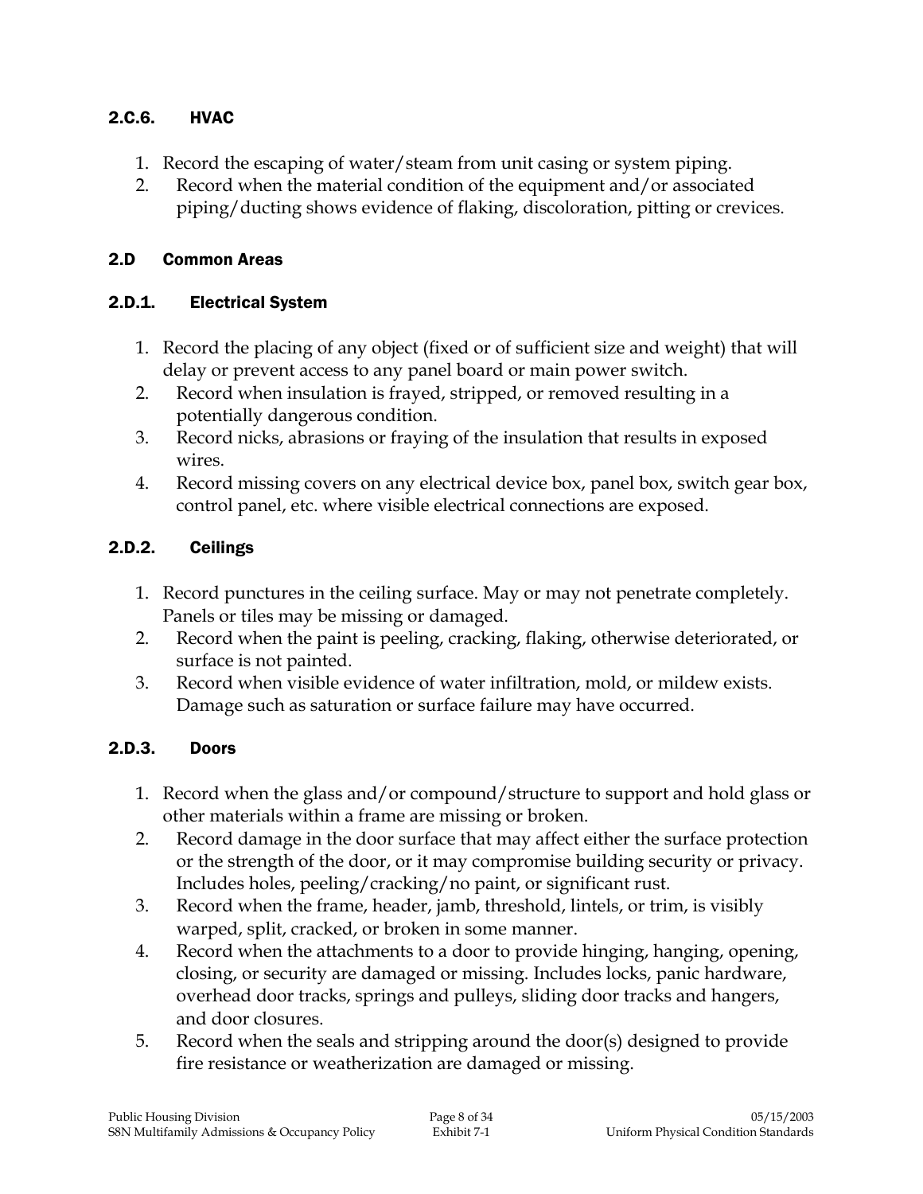### 2.C.6. HVAC

1. Record the escaping of water/steam from unit casing or system piping.
2. Record when the material condition of the equipment and/or associated piping/ducting shows evidence of flaking, discoloration, pitting or crevices.

## 2.D Common Areas

### 2.D.1. Electrical System

1. Record the placing of any object (fixed or of sufficient size and weight) that will delay or prevent access to any panel board or main power switch.
2. Record when insulation is frayed, stripped, or removed resulting in a potentially dangerous condition.
3. Record nicks, abrasions or fraying of the insulation that results in exposed wires.
4. Record missing covers on any electrical device box, panel box, switch gear box, control panel, etc. where visible electrical connections are exposed.

### 2.D.2. Ceilings

1. Record punctures in the ceiling surface. May or may not penetrate completely. Panels or tiles may be missing or damaged.
2. Record when the paint is peeling, cracking, flaking, otherwise deteriorated, or surface is not painted.
3. Record when visible evidence of water infiltration, mold, or mildew exists. Damage such as saturation or surface failure may have occurred.

### 2.D.3. Doors

1. Record when the glass and/or compound/structure to support and hold glass or other materials within a frame are missing or broken.
2. Record damage in the door surface that may affect either the surface protection or the strength of the door, or it may compromise building security or privacy. Includes holes, peeling/cracking/no paint, or significant rust.
3. Record when the frame, header, jamb, threshold, lintels, or trim, is visibly warped, split, cracked, or broken in some manner.
4. Record when the attachments to a door to provide hinging, hanging, opening, closing, or security are damaged or missing. Includes locks, panic hardware, overhead door tracks, springs and pulleys, sliding door tracks and hangers, and door closures.
5. Record when the seals and stripping around the door(s) designed to provide fire resistance or weatherization are damaged or missing.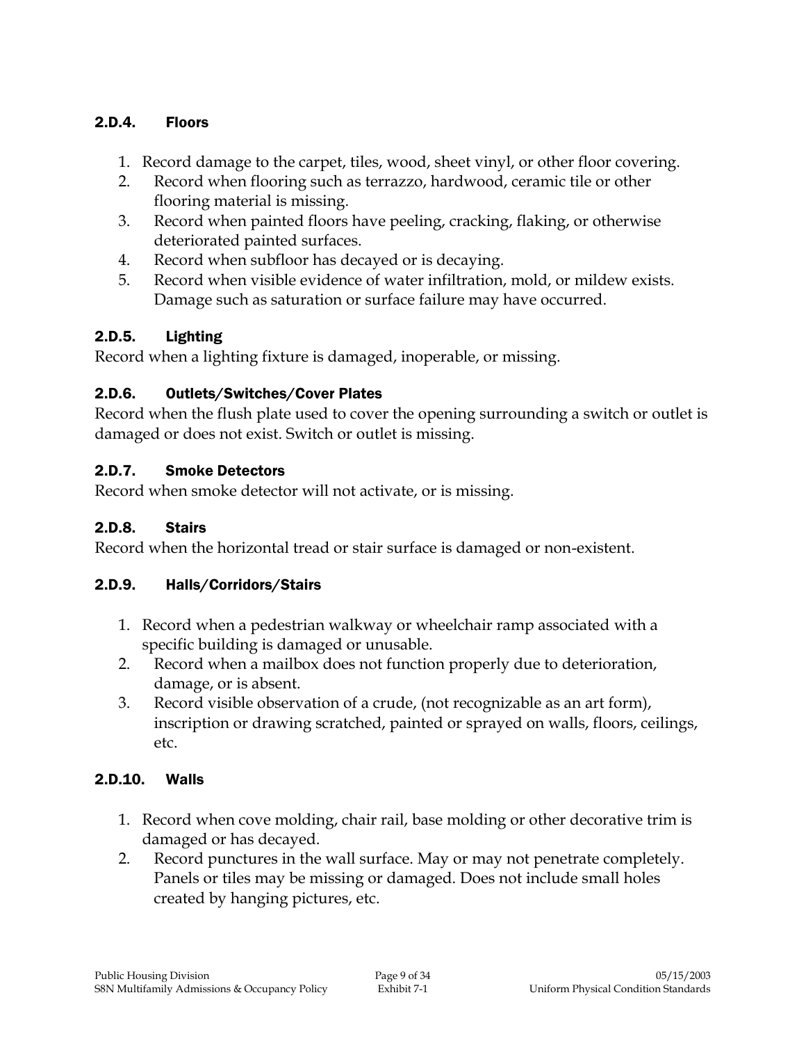### 2.D.4. Floors

1. Record damage to the carpet, tiles, wood, sheet vinyl, or other floor covering.
2. Record when flooring such as terrazzo, hardwood, ceramic tile or other flooring material is missing.
3. Record when painted floors have peeling, cracking, flaking, or otherwise deteriorated painted surfaces.
4. Record when subfloor has decayed or is decaying.
5. Record when visible evidence of water infiltration, mold, or mildew exists. Damage such as saturation or surface failure may have occurred.

### 2.D.5. Lighting

Record when a lighting fixture is damaged, inoperable, or missing.

### 2.D.6. Outlets/Switches/Cover Plates

Record when the flush plate used to cover the opening surrounding a switch or outlet is damaged or does not exist. Switch or outlet is missing.

### 2.D.7. Smoke Detectors

Record when smoke detector will not activate, or is missing.

### 2.D.8. Stairs

Record when the horizontal tread or stair surface is damaged or non-existent.

### 2.D.9. Halls/Corridors/Stairs

1. Record when a pedestrian walkway or wheelchair ramp associated with a specific building is damaged or unusable.
2. Record when a mailbox does not function properly due to deterioration, damage, or is absent.
3. Record visible observation of a crude, (not recognizable as an art form), inscription or drawing scratched, painted or sprayed on walls, floors, ceilings, etc.

### 2.D.10. Walls

1. Record when cove molding, chair rail, base molding or other decorative trim is damaged or has decayed.
2. Record punctures in the wall surface. May or may not penetrate completely. Panels or tiles may be missing or damaged. Does not include small holes created by hanging pictures, etc.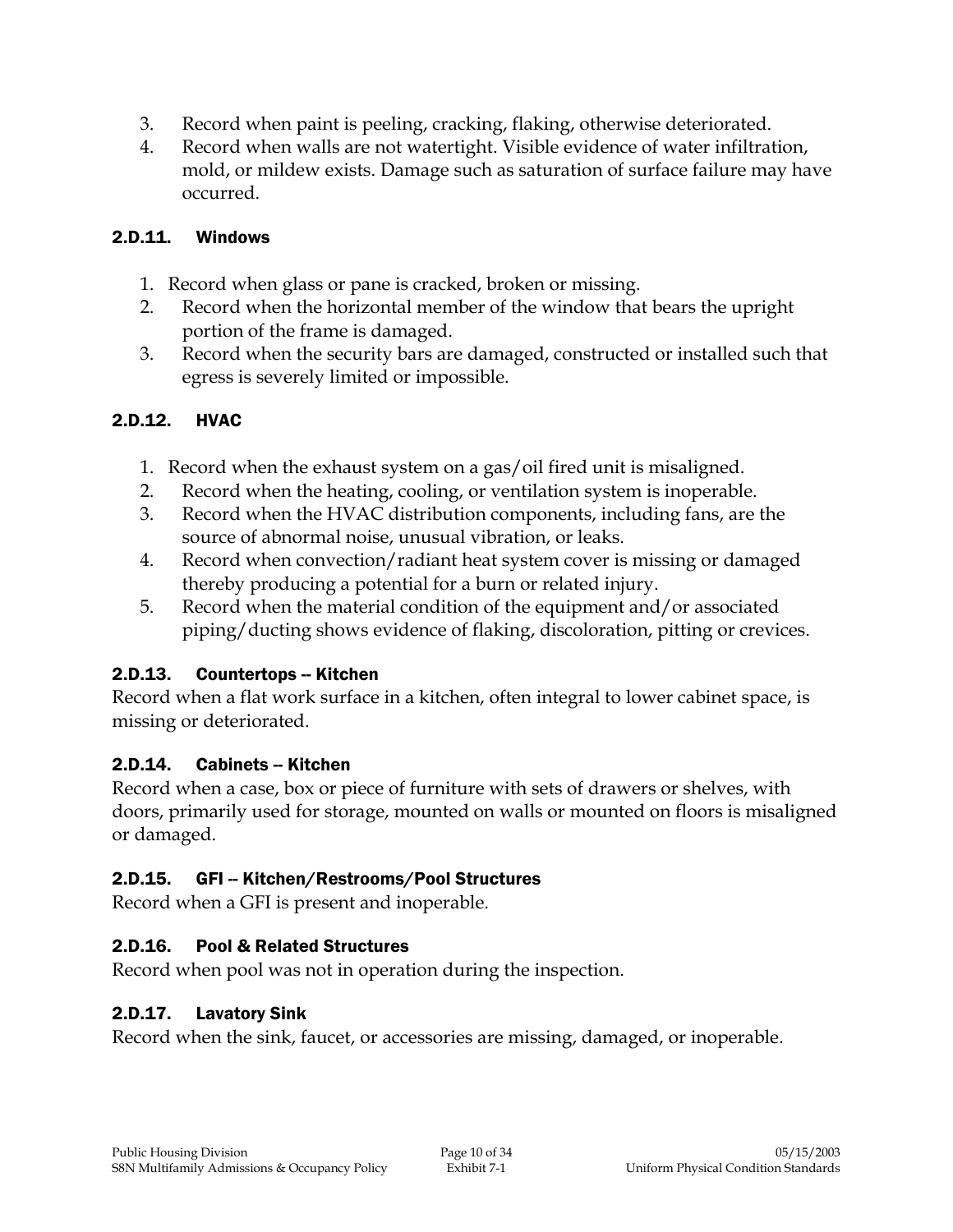3. Record when paint is peeling, cracking, flaking, otherwise deteriorated.
4. Record when walls are not watertight. Visible evidence of water infiltration, mold, or mildew exists. Damage such as saturation of surface failure may have occurred.

### 2.D.11. Windows

1. Record when glass or pane is cracked, broken or missing.
2. Record when the horizontal member of the window that bears the upright portion of the frame is damaged.
3. Record when the security bars are damaged, constructed or installed such that egress is severely limited or impossible.

### 2.D.12. HVAC

1. Record when the exhaust system on a gas/oil fired unit is misaligned.
2. Record when the heating, cooling, or ventilation system is inoperable.
3. Record when the HVAC distribution components, including fans, are the source of abnormal noise, unusual vibration, or leaks.
4. Record when convection/radiant heat system cover is missing or damaged thereby producing a potential for a burn or related injury.
5. Record when the material condition of the equipment and/or associated piping/ducting shows evidence of flaking, discoloration, pitting or crevices.

### 2.D.13. Countertops -- Kitchen

Record when a flat work surface in a kitchen, often integral to lower cabinet space, is missing or deteriorated.

### 2.D.14. Cabinets -- Kitchen

Record when a case, box or piece of furniture with sets of drawers or shelves, with doors, primarily used for storage, mounted on walls or mounted on floors is misaligned or damaged.

### 2.D.15. GFI -- Kitchen/Restrooms/Pool Structures

Record when a GFI is present and inoperable.

### 2.D.16. Pool & Related Structures

Record when pool was not in operation during the inspection.

### 2.D.17. Lavatory Sink

Record when the sink, faucet, or accessories are missing, damaged, or inoperable.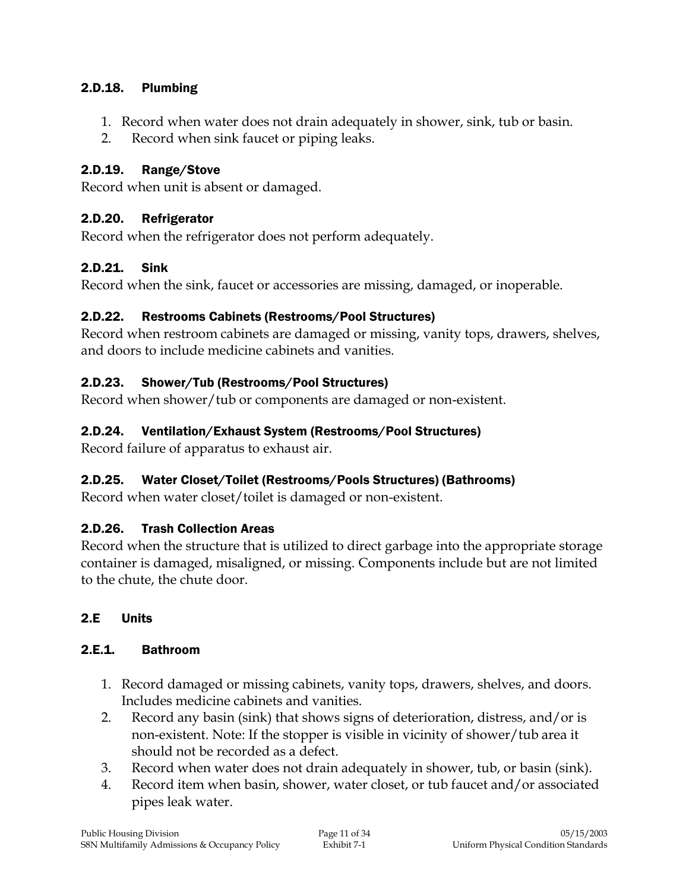#### 2.D.18. Plumbing

1. Record when water does not drain adequately in shower, sink, tub or basin.
2. Record when sink faucet or piping leaks.

#### 2.D.19. Range/Stove

Record when unit is absent or damaged.

#### 2.D.20. Refrigerator

Record when the refrigerator does not perform adequately.

#### 2.D.21. Sink

Record when the sink, faucet or accessories are missing, damaged, or inoperable.

#### 2.D.22. Restrooms Cabinets (Restrooms/Pool Structures)

Record when restroom cabinets are damaged or missing, vanity tops, drawers, shelves, and doors to include medicine cabinets and vanities.

#### 2.D.23. Shower/Tub (Restrooms/Pool Structures)

Record when shower/tub or components are damaged or non-existent.

#### 2.D.24. Ventilation/Exhaust System (Restrooms/Pool Structures)

Record failure of apparatus to exhaust air.

#### 2.D.25. Water Closet/Toilet (Restrooms/Pools Structures) (Bathrooms)

Record when water closet/toilet is damaged or non-existent.

#### 2.D.26. Trash Collection Areas

Record when the structure that is utilized to direct garbage into the appropriate storage container is damaged, misaligned, or missing. Components include but are not limited to the chute, the chute door.

### 2.E Units

#### 2.E.1. Bathroom

1. Record damaged or missing cabinets, vanity tops, drawers, shelves, and doors. Includes medicine cabinets and vanities.
2. Record any basin (sink) that shows signs of deterioration, distress, and/or is non-existent. Note: If the stopper is visible in vicinity of shower/tub area it should not be recorded as a defect.
3. Record when water does not drain adequately in shower, tub, or basin (sink).
4. Record item when basin, shower, water closet, or tub faucet and/or associated pipes leak water.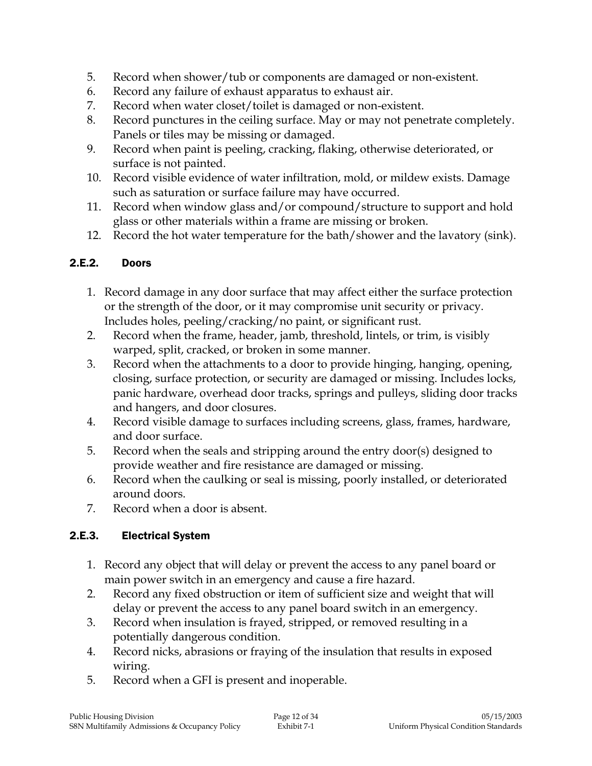5. Record when shower/tub or components are damaged or non-existent.
6. Record any failure of exhaust apparatus to exhaust air.
7. Record when water closet/toilet is damaged or non-existent.
8. Record punctures in the ceiling surface. May or may not penetrate completely. Panels or tiles may be missing or damaged.
9. Record when paint is peeling, cracking, flaking, otherwise deteriorated, or surface is not painted.
10. Record visible evidence of water infiltration, mold, or mildew exists. Damage such as saturation or surface failure may have occurred.
11. Record when window glass and/or compound/structure to support and hold glass or other materials within a frame are missing or broken.
12. Record the hot water temperature for the bath/shower and the lavatory (sink).

### 2.E.2. Doors

1. Record damage in any door surface that may affect either the surface protection or the strength of the door, or it may compromise unit security or privacy. Includes holes, peeling/cracking/no paint, or significant rust.
2. Record when the frame, header, jamb, threshold, lintels, or trim, is visibly warped, split, cracked, or broken in some manner.
3. Record when the attachments to a door to provide hinging, hanging, opening, closing, surface protection, or security are damaged or missing. Includes locks, panic hardware, overhead door tracks, springs and pulleys, sliding door tracks and hangers, and door closures.
4. Record visible damage to surfaces including screens, glass, frames, hardware, and door surface.
5. Record when the seals and stripping around the entry door(s) designed to provide weather and fire resistance are damaged or missing.
6. Record when the caulking or seal is missing, poorly installed, or deteriorated around doors.
7. Record when a door is absent.

### 2.E.3. Electrical System

1. Record any object that will delay or prevent the access to any panel board or main power switch in an emergency and cause a fire hazard.
2. Record any fixed obstruction or item of sufficient size and weight that will delay or prevent the access to any panel board switch in an emergency.
3. Record when insulation is frayed, stripped, or removed resulting in a potentially dangerous condition.
4. Record nicks, abrasions or fraying of the insulation that results in exposed wiring.
5. Record when a GFI is present and inoperable.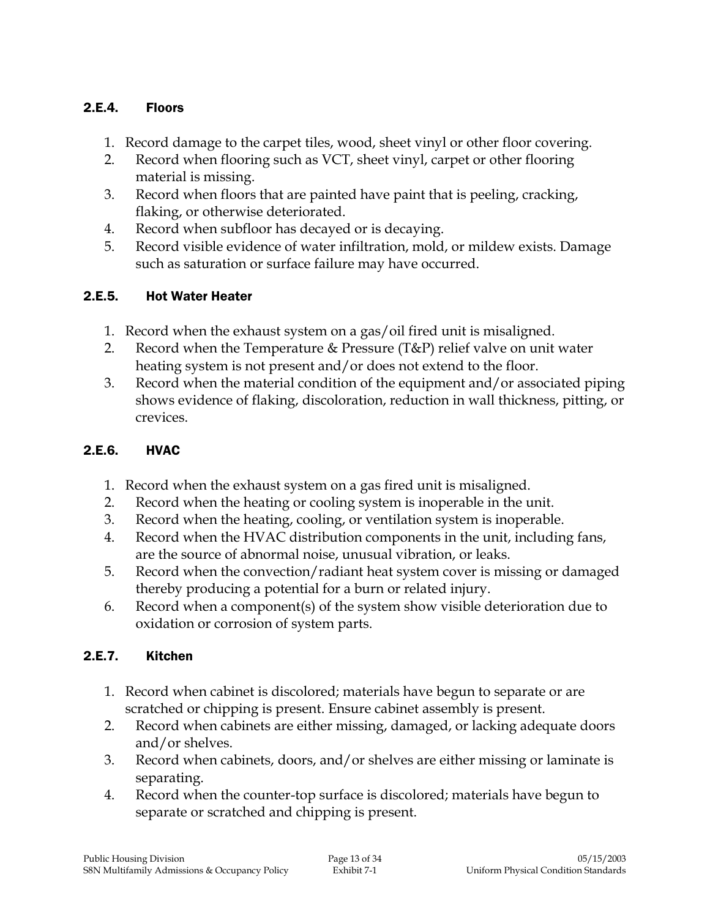### 2.E.4. Floors

1. Record damage to the carpet tiles, wood, sheet vinyl or other floor covering.
2. Record when flooring such as VCT, sheet vinyl, carpet or other flooring material is missing.
3. Record when floors that are painted have paint that is peeling, cracking, flaking, or otherwise deteriorated.
4. Record when subfloor has decayed or is decaying.
5. Record visible evidence of water infiltration, mold, or mildew exists. Damage such as saturation or surface failure may have occurred.

### 2.E.5. Hot Water Heater

1. Record when the exhaust system on a gas/oil fired unit is misaligned.
2. Record when the Temperature & Pressure (T&P) relief valve on unit water heating system is not present and/or does not extend to the floor.
3. Record when the material condition of the equipment and/or associated piping shows evidence of flaking, discoloration, reduction in wall thickness, pitting, or crevices.

### 2.E.6. HVAC

1. Record when the exhaust system on a gas fired unit is misaligned.
2. Record when the heating or cooling system is inoperable in the unit.
3. Record when the heating, cooling, or ventilation system is inoperable.
4. Record when the HVAC distribution components in the unit, including fans, are the source of abnormal noise, unusual vibration, or leaks.
5. Record when the convection/radiant heat system cover is missing or damaged thereby producing a potential for a burn or related injury.
6. Record when a component(s) of the system show visible deterioration due to oxidation or corrosion of system parts.

### 2.E.7. Kitchen

1. Record when cabinet is discolored; materials have begun to separate or are scratched or chipping is present. Ensure cabinet assembly is present.
2. Record when cabinets are either missing, damaged, or lacking adequate doors and/or shelves.
3. Record when cabinets, doors, and/or shelves are either missing or laminate is separating.
4. Record when the counter-top surface is discolored; materials have begun to separate or scratched and chipping is present.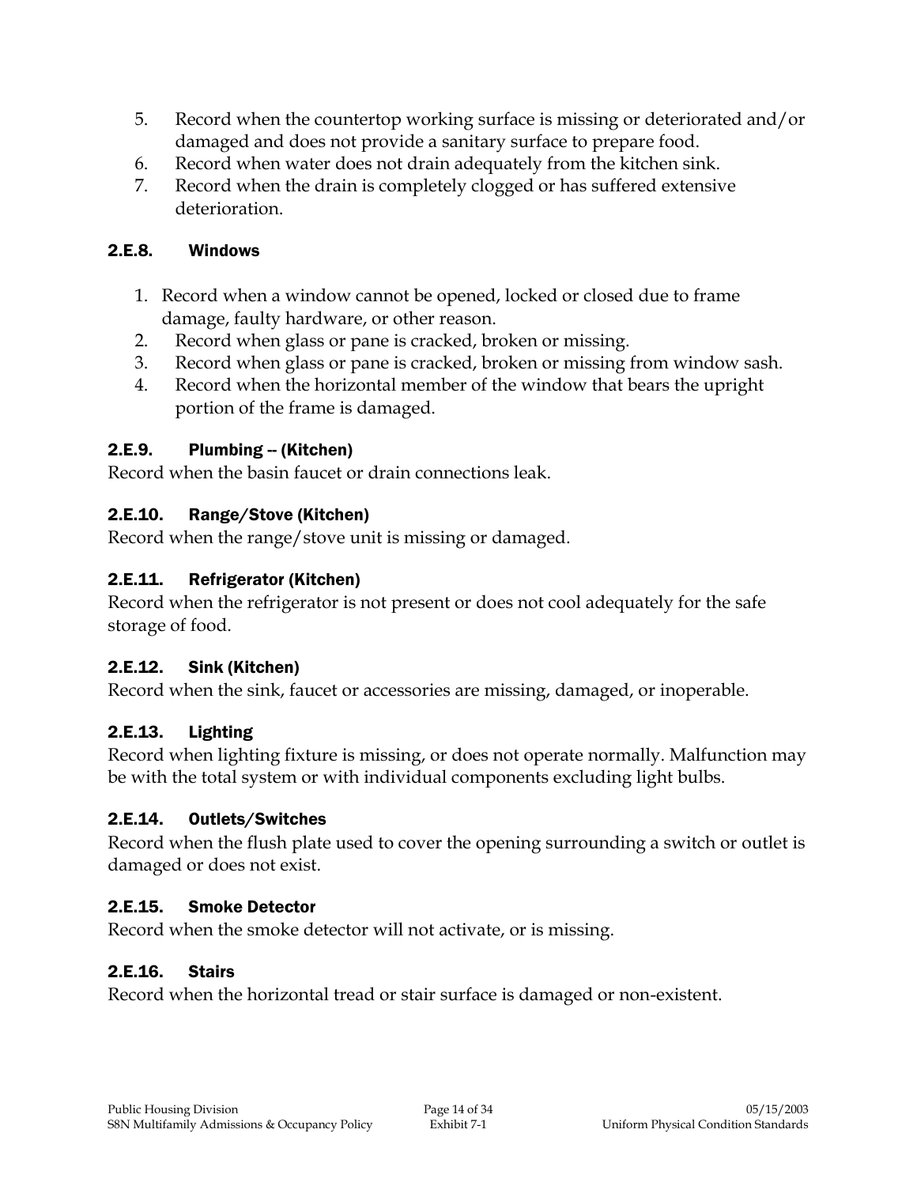5. Record when the countertop working surface is missing or deteriorated and/or damaged and does not provide a sanitary surface to prepare food.
6. Record when water does not drain adequately from the kitchen sink.
7. Record when the drain is completely clogged or has suffered extensive deterioration.

### 2.E.8. Windows

1. Record when a window cannot be opened, locked or closed due to frame damage, faulty hardware, or other reason.
2. Record when glass or pane is cracked, broken or missing.
3. Record when glass or pane is cracked, broken or missing from window sash.
4. Record when the horizontal member of the window that bears the upright portion of the frame is damaged.

### 2.E.9. Plumbing -- (Kitchen)

Record when the basin faucet or drain connections leak.

### 2.E.10. Range/Stove (Kitchen)

Record when the range/stove unit is missing or damaged.

### 2.E.11. Refrigerator (Kitchen)

Record when the refrigerator is not present or does not cool adequately for the safe storage of food.

### 2.E.12. Sink (Kitchen)

Record when the sink, faucet or accessories are missing, damaged, or inoperable.

### 2.E.13. Lighting

Record when lighting fixture is missing, or does not operate normally. Malfunction may be with the total system or with individual components excluding light bulbs.

### 2.E.14. Outlets/Switches

Record when the flush plate used to cover the opening surrounding a switch or outlet is damaged or does not exist.

### 2.E.15. Smoke Detector

Record when the smoke detector will not activate, or is missing.

### 2.E.16. Stairs

Record when the horizontal tread or stair surface is damaged or non-existent.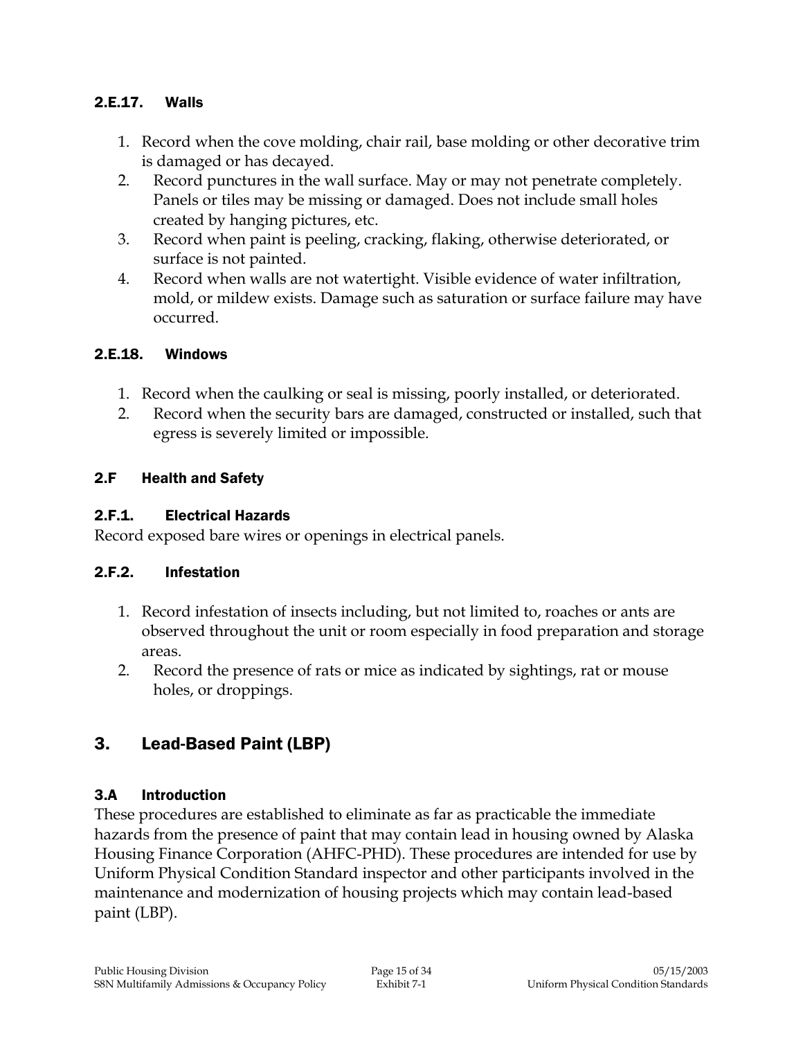### 2.E.17. Walls

1. Record when the cove molding, chair rail, base molding or other decorative trim is damaged or has decayed.
2. Record punctures in the wall surface. May or may not penetrate completely. Panels or tiles may be missing or damaged. Does not include small holes created by hanging pictures, etc.
3. Record when paint is peeling, cracking, flaking, otherwise deteriorated, or surface is not painted.
4. Record when walls are not watertight. Visible evidence of water infiltration, mold, or mildew exists. Damage such as saturation or surface failure may have occurred.

### 2.E.18. Windows

1. Record when the caulking or seal is missing, poorly installed, or deteriorated.
2. Record when the security bars are damaged, constructed or installed, such that egress is severely limited or impossible.

### 2.F Health and Safety

### 2.F.1. Electrical Hazards

Record exposed bare wires or openings in electrical panels.

### 2.F.2. Infestation

1. Record infestation of insects including, but not limited to, roaches or ants are observed throughout the unit or room especially in food preparation and storage areas.
2. Record the presence of rats or mice as indicated by sightings, rat or mouse holes, or droppings.

## 3. Lead-Based Paint (LBP)

### 3.A Introduction

These procedures are established to eliminate as far as practicable the immediate hazards from the presence of paint that may contain lead in housing owned by Alaska Housing Finance Corporation (AHFC-PHD). These procedures are intended for use by Uniform Physical Condition Standard inspector and other participants involved in the maintenance and modernization of housing projects which may contain lead-based paint (LBP).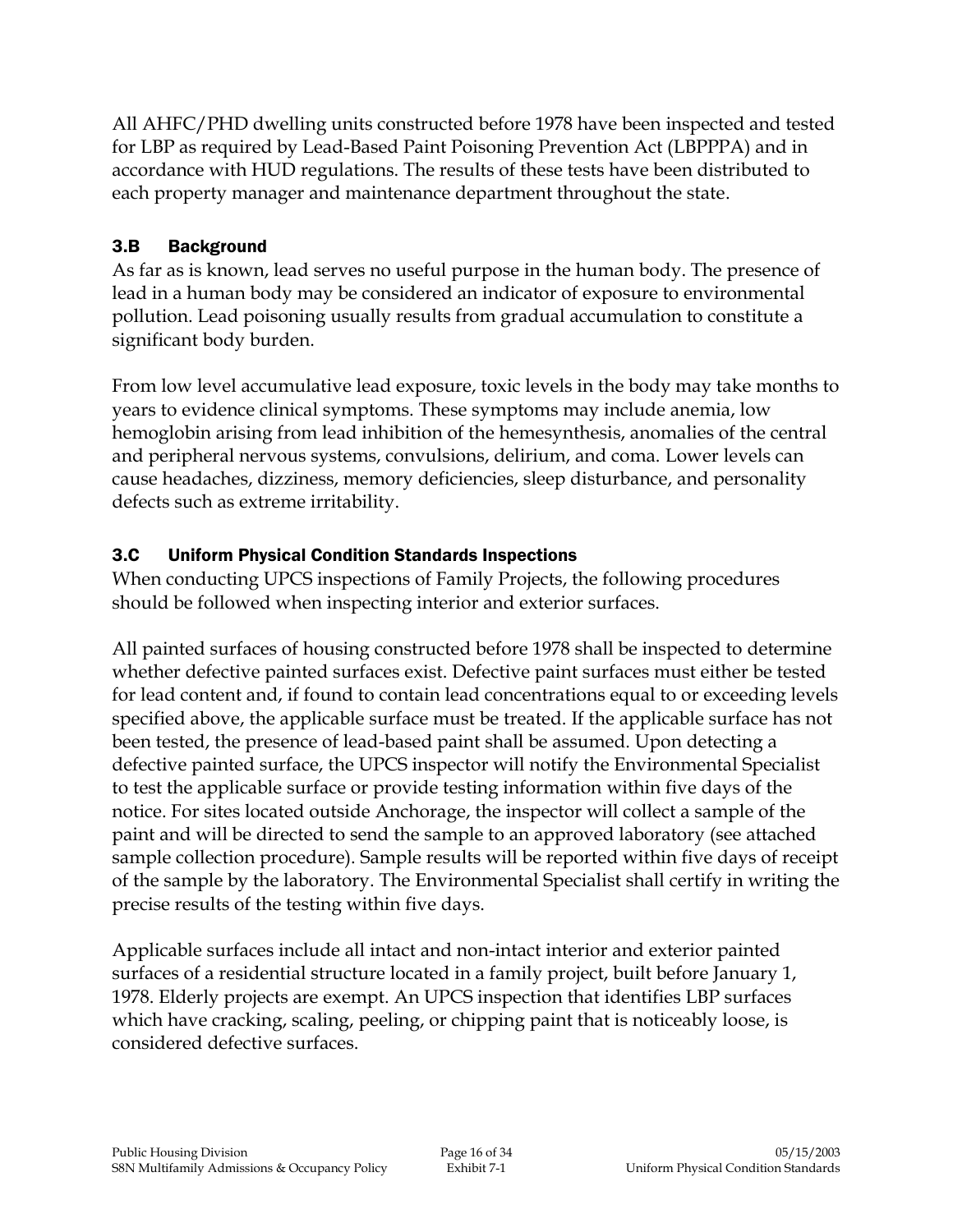All AHFC/PHD dwelling units constructed before 1978 have been inspected and tested for LBP as required by Lead-Based Paint Poisoning Prevention Act (LBPPPA) and in accordance with HUD regulations. The results of these tests have been distributed to each property manager and maintenance department throughout the state.

### 3.B Background

As far as is known, lead serves no useful purpose in the human body. The presence of lead in a human body may be considered an indicator of exposure to environmental pollution. Lead poisoning usually results from gradual accumulation to constitute a significant body burden.

From low level accumulative lead exposure, toxic levels in the body may take months to years to evidence clinical symptoms. These symptoms may include anemia, low hemoglobin arising from lead inhibition of the hemesynthesis, anomalies of the central and peripheral nervous systems, convulsions, delirium, and coma. Lower levels can cause headaches, dizziness, memory deficiencies, sleep disturbance, and personality defects such as extreme irritability.

### 3.C Uniform Physical Condition Standards Inspections

When conducting UPCS inspections of Family Projects, the following procedures should be followed when inspecting interior and exterior surfaces.

All painted surfaces of housing constructed before 1978 shall be inspected to determine whether defective painted surfaces exist. Defective paint surfaces must either be tested for lead content and, if found to contain lead concentrations equal to or exceeding levels specified above, the applicable surface must be treated. If the applicable surface has not been tested, the presence of lead-based paint shall be assumed. Upon detecting a defective painted surface, the UPCS inspector will notify the Environmental Specialist to test the applicable surface or provide testing information within five days of the notice. For sites located outside Anchorage, the inspector will collect a sample of the paint and will be directed to send the sample to an approved laboratory (see attached sample collection procedure). Sample results will be reported within five days of receipt of the sample by the laboratory. The Environmental Specialist shall certify in writing the precise results of the testing within five days.

Applicable surfaces include all intact and non-intact interior and exterior painted surfaces of a residential structure located in a family project, built before January 1, 1978. Elderly projects are exempt. An UPCS inspection that identifies LBP surfaces which have cracking, scaling, peeling, or chipping paint that is noticeably loose, is considered defective surfaces.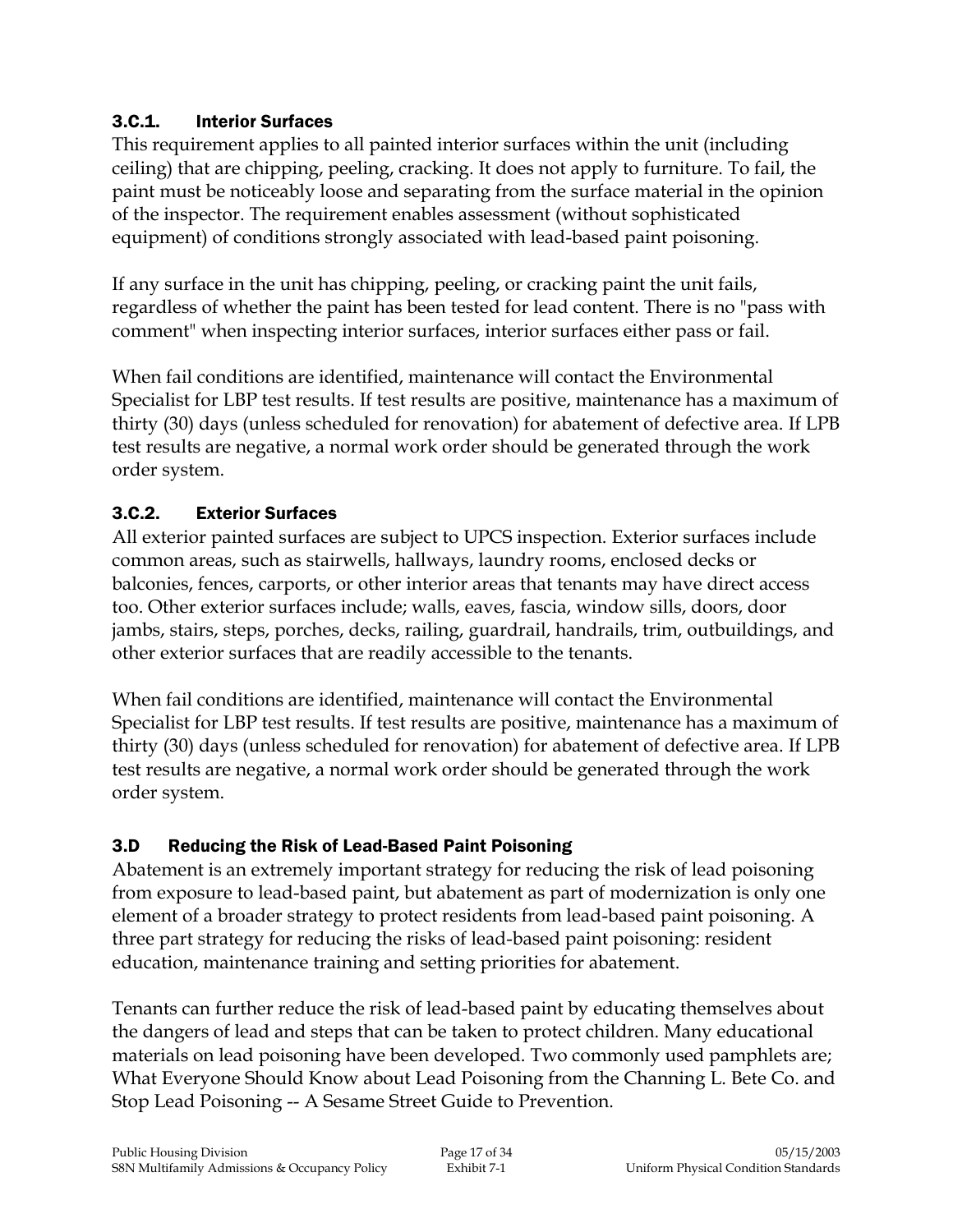### 3.C.1. Interior Surfaces

This requirement applies to all painted interior surfaces within the unit (including ceiling) that are chipping, peeling, cracking. It does not apply to furniture. To fail, the paint must be noticeably loose and separating from the surface material in the opinion of the inspector. The requirement enables assessment (without sophisticated equipment) of conditions strongly associated with lead-based paint poisoning.

If any surface in the unit has chipping, peeling, or cracking paint the unit fails, regardless of whether the paint has been tested for lead content. There is no "pass with comment" when inspecting interior surfaces, interior surfaces either pass or fail.

When fail conditions are identified, maintenance will contact the Environmental Specialist for LBP test results. If test results are positive, maintenance has a maximum of thirty (30) days (unless scheduled for renovation) for abatement of defective area. If LPB test results are negative, a normal work order should be generated through the work order system.

### 3.C.2. Exterior Surfaces

All exterior painted surfaces are subject to UPCS inspection. Exterior surfaces include common areas, such as stairwells, hallways, laundry rooms, enclosed decks or balconies, fences, carports, or other interior areas that tenants may have direct access too. Other exterior surfaces include; walls, eaves, fascia, window sills, doors, door jambs, stairs, steps, porches, decks, railing, guardrail, handrails, trim, outbuildings, and other exterior surfaces that are readily accessible to the tenants.

When fail conditions are identified, maintenance will contact the Environmental Specialist for LBP test results. If test results are positive, maintenance has a maximum of thirty (30) days (unless scheduled for renovation) for abatement of defective area. If LPB test results are negative, a normal work order should be generated through the work order system.

## 3.D Reducing the Risk of Lead-Based Paint Poisoning

Abatement is an extremely important strategy for reducing the risk of lead poisoning from exposure to lead-based paint, but abatement as part of modernization is only one element of a broader strategy to protect residents from lead-based paint poisoning. A three part strategy for reducing the risks of lead-based paint poisoning: resident education, maintenance training and setting priorities for abatement.

Tenants can further reduce the risk of lead-based paint by educating themselves about the dangers of lead and steps that can be taken to protect children. Many educational materials on lead poisoning have been developed. Two commonly used pamphlets are; What Everyone Should Know about Lead Poisoning from the Channing L. Bete Co. and Stop Lead Poisoning -- A Sesame Street Guide to Prevention.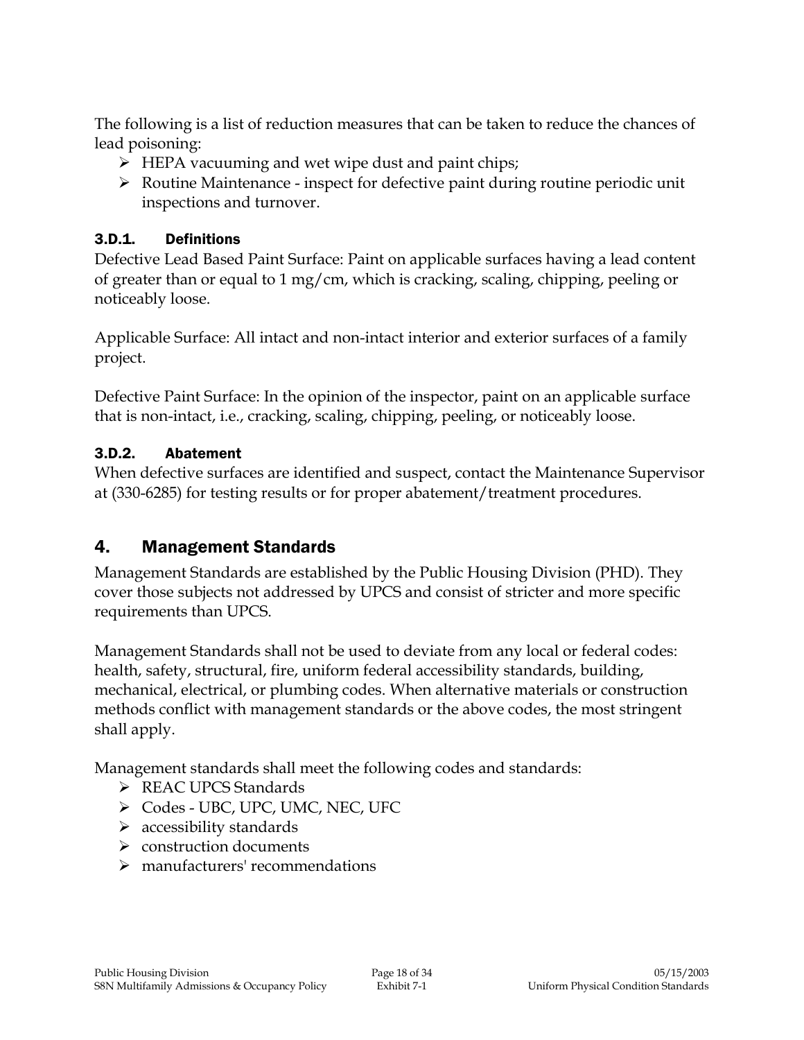The following is a list of reduction measures that can be taken to reduce the chances of lead poisoning:

- HEPA vacuuming and wet wipe dust and paint chips;
- Routine Maintenance - inspect for defective paint during routine periodic unit inspections and turnover.

### 3.D.1. Definitions

Defective Lead Based Paint Surface: Paint on applicable surfaces having a lead content of greater than or equal to 1 mg/cm, which is cracking, scaling, chipping, peeling or noticeably loose.

Applicable Surface: All intact and non-intact interior and exterior surfaces of a family project.

Defective Paint Surface: In the opinion of the inspector, paint on an applicable surface that is non-intact, i.e., cracking, scaling, chipping, peeling, or noticeably loose.

### 3.D.2. Abatement

When defective surfaces are identified and suspect, contact the Maintenance Supervisor at (330-6285) for testing results or for proper abatement/treatment procedures.

## 4. Management Standards

Management Standards are established by the Public Housing Division (PHD). They cover those subjects not addressed by UPCS and consist of stricter and more specific requirements than UPCS.

Management Standards shall not be used to deviate from any local or federal codes: health, safety, structural, fire, uniform federal accessibility standards, building, mechanical, electrical, or plumbing codes. When alternative materials or construction methods conflict with management standards or the above codes, the most stringent shall apply.

Management standards shall meet the following codes and standards:

- REAC UPCS Standards
- Codes - UBC, UPC, UMC, NEC, UFC
- accessibility standards
- construction documents
- manufacturers' recommendations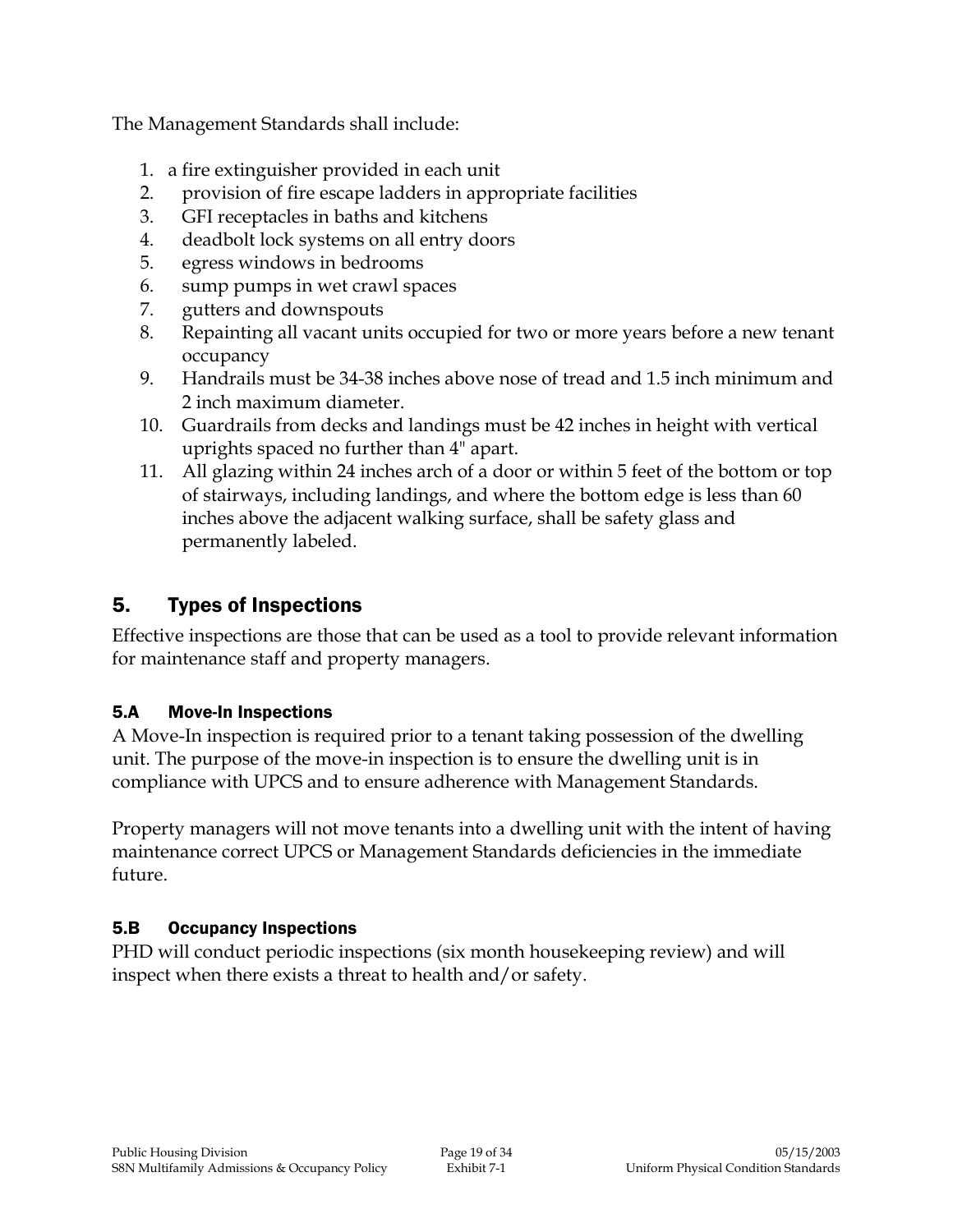The Management Standards shall include:

1. a fire extinguisher provided in each unit
2. provision of fire escape ladders in appropriate facilities
3. GFI receptacles in baths and kitchens
4. deadbolt lock systems on all entry doors
5. egress windows in bedrooms
6. sump pumps in wet crawl spaces
7. gutters and downspouts
8. Repainting all vacant units occupied for two or more years before a new tenant occupancy
9. Handrails must be 34-38 inches above nose of tread and 1.5 inch minimum and 2 inch maximum diameter.
10. Guardrails from decks and landings must be 42 inches in height with vertical uprights spaced no further than 4" apart.
11. All glazing within 24 inches arch of a door or within 5 feet of the bottom or top of stairways, including landings, and where the bottom edge is less than 60 inches above the adjacent walking surface, shall be safety glass and permanently labeled.

## 5. Types of Inspections

Effective inspections are those that can be used as a tool to provide relevant information for maintenance staff and property managers.

### 5.A Move-In Inspections

A Move-In inspection is required prior to a tenant taking possession of the dwelling unit. The purpose of the move-in inspection is to ensure the dwelling unit is in compliance with UPCS and to ensure adherence with Management Standards.

Property managers will not move tenants into a dwelling unit with the intent of having maintenance correct UPCS or Management Standards deficiencies in the immediate future.

### 5.B Occupancy Inspections

PHD will conduct periodic inspections (six month housekeeping review) and will inspect when there exists a threat to health and/or safety.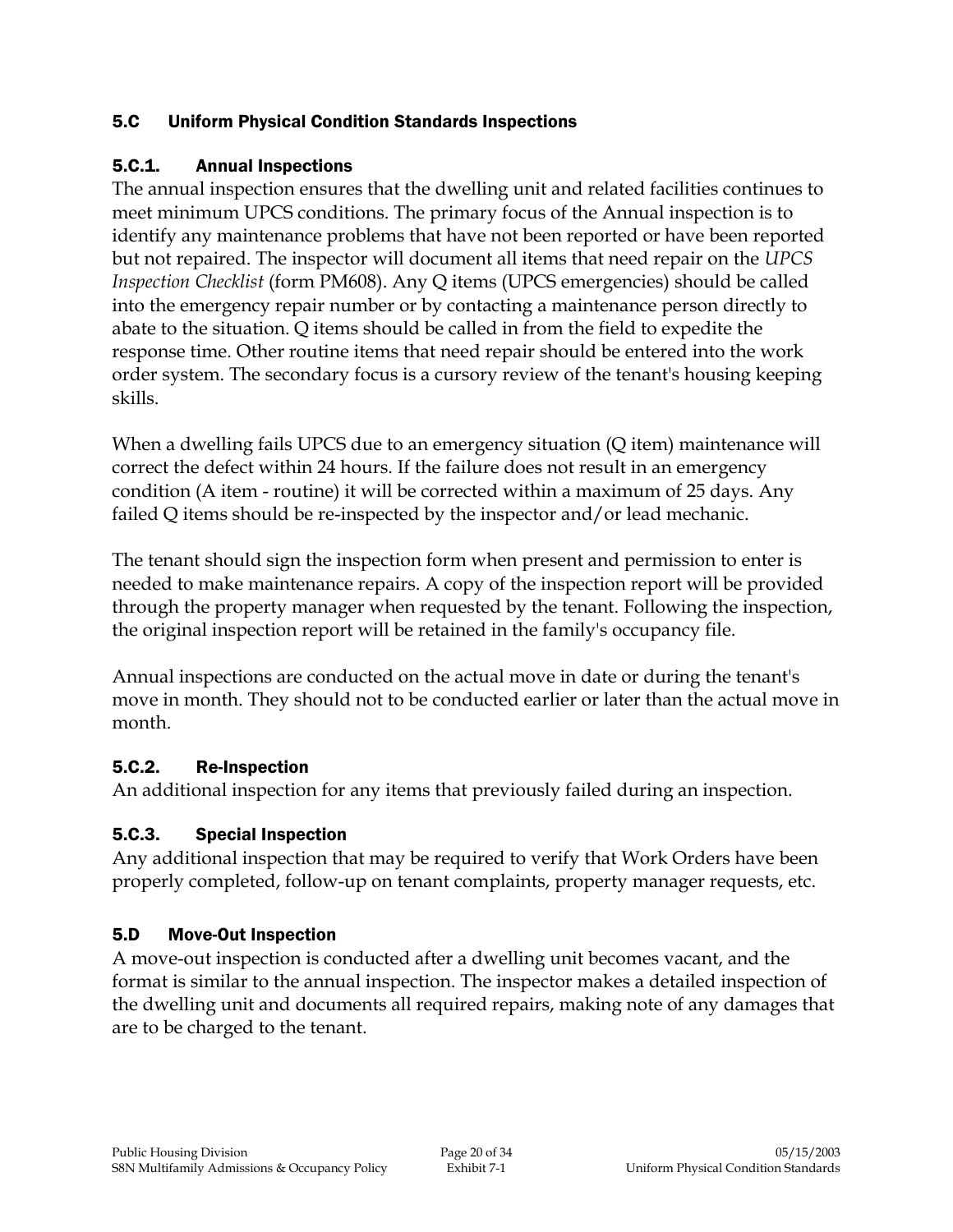## 5.C Uniform Physical Condition Standards Inspections

### 5.C.1. Annual Inspections

The annual inspection ensures that the dwelling unit and related facilities continues to meet minimum UPCS conditions. The primary focus of the Annual inspection is to identify any maintenance problems that have not been reported or have been reported but not repaired. The inspector will document all items that need repair on the *UPCS Inspection Checklist* (form PM608). Any Q items (UPCS emergencies) should be called into the emergency repair number or by contacting a maintenance person directly to abate to the situation. Q items should be called in from the field to expedite the response time. Other routine items that need repair should be entered into the work order system. The secondary focus is a cursory review of the tenant's housing keeping skills.

When a dwelling fails UPCS due to an emergency situation (Q item) maintenance will correct the defect within 24 hours. If the failure does not result in an emergency condition (A item - routine) it will be corrected within a maximum of 25 days. Any failed Q items should be re-inspected by the inspector and/or lead mechanic.

The tenant should sign the inspection form when present and permission to enter is needed to make maintenance repairs. A copy of the inspection report will be provided through the property manager when requested by the tenant. Following the inspection, the original inspection report will be retained in the family's occupancy file.

Annual inspections are conducted on the actual move in date or during the tenant's move in month. They should not to be conducted earlier or later than the actual move in month.

### 5.C.2. Re-Inspection

An additional inspection for any items that previously failed during an inspection.

### 5.C.3. Special Inspection

Any additional inspection that may be required to verify that Work Orders have been properly completed, follow-up on tenant complaints, property manager requests, etc.

## 5.D Move-Out Inspection

A move-out inspection is conducted after a dwelling unit becomes vacant, and the format is similar to the annual inspection. The inspector makes a detailed inspection of the dwelling unit and documents all required repairs, making note of any damages that are to be charged to the tenant.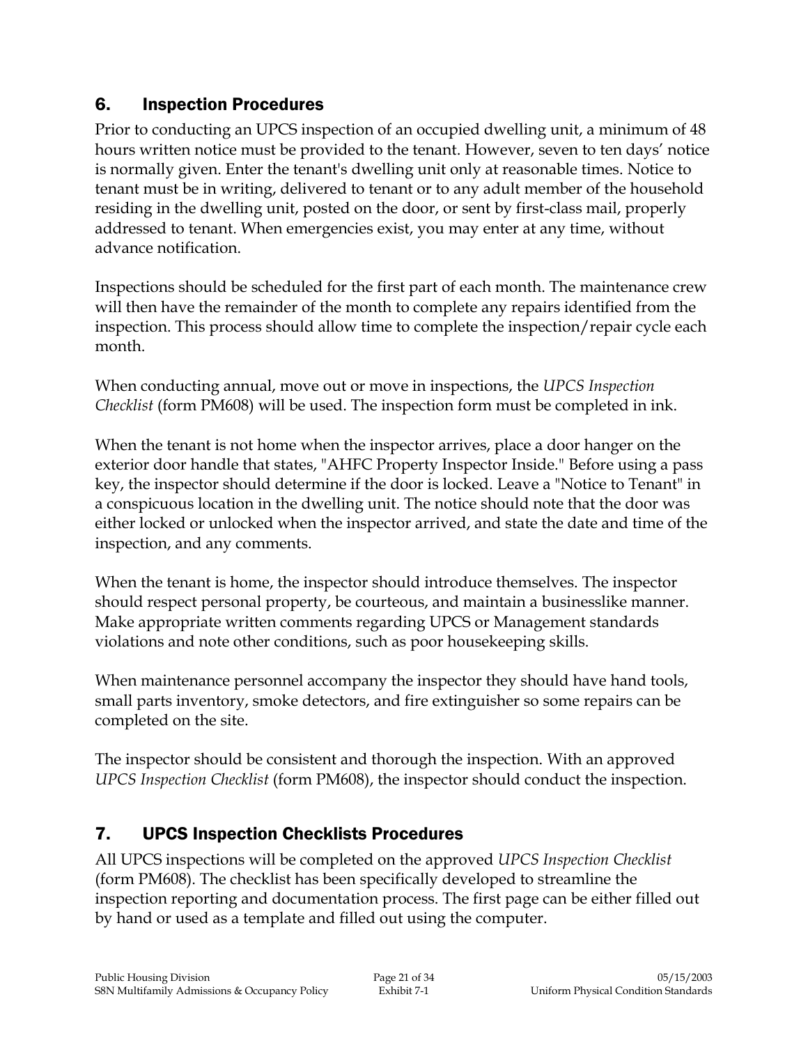## 6. Inspection Procedures

Prior to conducting an UPCS inspection of an occupied dwelling unit, a minimum of 48 hours written notice must be provided to the tenant. However, seven to ten days' notice is normally given. Enter the tenant's dwelling unit only at reasonable times. Notice to tenant must be in writing, delivered to tenant or to any adult member of the household residing in the dwelling unit, posted on the door, or sent by first-class mail, properly addressed to tenant. When emergencies exist, you may enter at any time, without advance notification.

Inspections should be scheduled for the first part of each month. The maintenance crew will then have the remainder of the month to complete any repairs identified from the inspection. This process should allow time to complete the inspection/repair cycle each month.

When conducting annual, move out or move in inspections, the *UPCS Inspection Checklist* (form PM608) will be used. The inspection form must be completed in ink.

When the tenant is not home when the inspector arrives, place a door hanger on the exterior door handle that states, "AHFC Property Inspector Inside." Before using a pass key, the inspector should determine if the door is locked. Leave a "Notice to Tenant" in a conspicuous location in the dwelling unit. The notice should note that the door was either locked or unlocked when the inspector arrived, and state the date and time of the inspection, and any comments.

When the tenant is home, the inspector should introduce themselves. The inspector should respect personal property, be courteous, and maintain a businesslike manner. Make appropriate written comments regarding UPCS or Management standards violations and note other conditions, such as poor housekeeping skills.

When maintenance personnel accompany the inspector they should have hand tools, small parts inventory, smoke detectors, and fire extinguisher so some repairs can be completed on the site.

The inspector should be consistent and thorough the inspection. With an approved *UPCS Inspection Checklist* (form PM608), the inspector should conduct the inspection.

## 7. UPCS Inspection Checklists Procedures

All UPCS inspections will be completed on the approved *UPCS Inspection Checklist* (form PM608). The checklist has been specifically developed to streamline the inspection reporting and documentation process. The first page can be either filled out by hand or used as a template and filled out using the computer.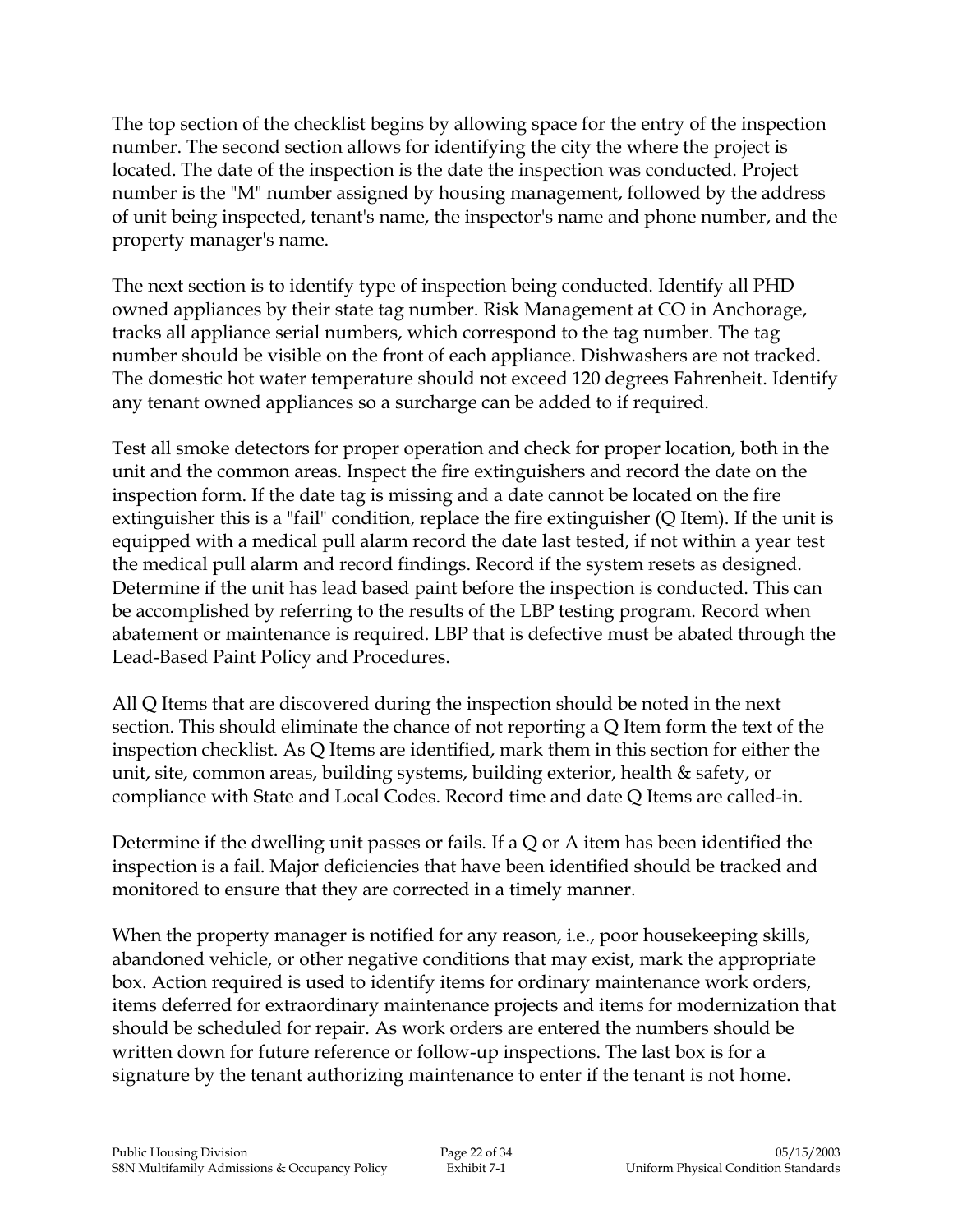The top section of the checklist begins by allowing space for the entry of the inspection number. The second section allows for identifying the city the where the project is located. The date of the inspection is the date the inspection was conducted. Project number is the "M" number assigned by housing management, followed by the address of unit being inspected, tenant's name, the inspector's name and phone number, and the property manager's name.

The next section is to identify type of inspection being conducted. Identify all PHD owned appliances by their state tag number. Risk Management at CO in Anchorage, tracks all appliance serial numbers, which correspond to the tag number. The tag number should be visible on the front of each appliance. Dishwashers are not tracked. The domestic hot water temperature should not exceed 120 degrees Fahrenheit. Identify any tenant owned appliances so a surcharge can be added to if required.

Test all smoke detectors for proper operation and check for proper location, both in the unit and the common areas. Inspect the fire extinguishers and record the date on the inspection form. If the date tag is missing and a date cannot be located on the fire extinguisher this is a "fail" condition, replace the fire extinguisher (Q Item). If the unit is equipped with a medical pull alarm record the date last tested, if not within a year test the medical pull alarm and record findings. Record if the system resets as designed. Determine if the unit has lead based paint before the inspection is conducted. This can be accomplished by referring to the results of the LBP testing program. Record when abatement or maintenance is required. LBP that is defective must be abated through the Lead-Based Paint Policy and Procedures.

All Q Items that are discovered during the inspection should be noted in the next section. This should eliminate the chance of not reporting a Q Item form the text of the inspection checklist. As Q Items are identified, mark them in this section for either the unit, site, common areas, building systems, building exterior, health & safety, or compliance with State and Local Codes. Record time and date Q Items are called-in.

Determine if the dwelling unit passes or fails. If a Q or A item has been identified the inspection is a fail. Major deficiencies that have been identified should be tracked and monitored to ensure that they are corrected in a timely manner.

When the property manager is notified for any reason, i.e., poor housekeeping skills, abandoned vehicle, or other negative conditions that may exist, mark the appropriate box. Action required is used to identify items for ordinary maintenance work orders, items deferred for extraordinary maintenance projects and items for modernization that should be scheduled for repair. As work orders are entered the numbers should be written down for future reference or follow-up inspections. The last box is for a signature by the tenant authorizing maintenance to enter if the tenant is not home.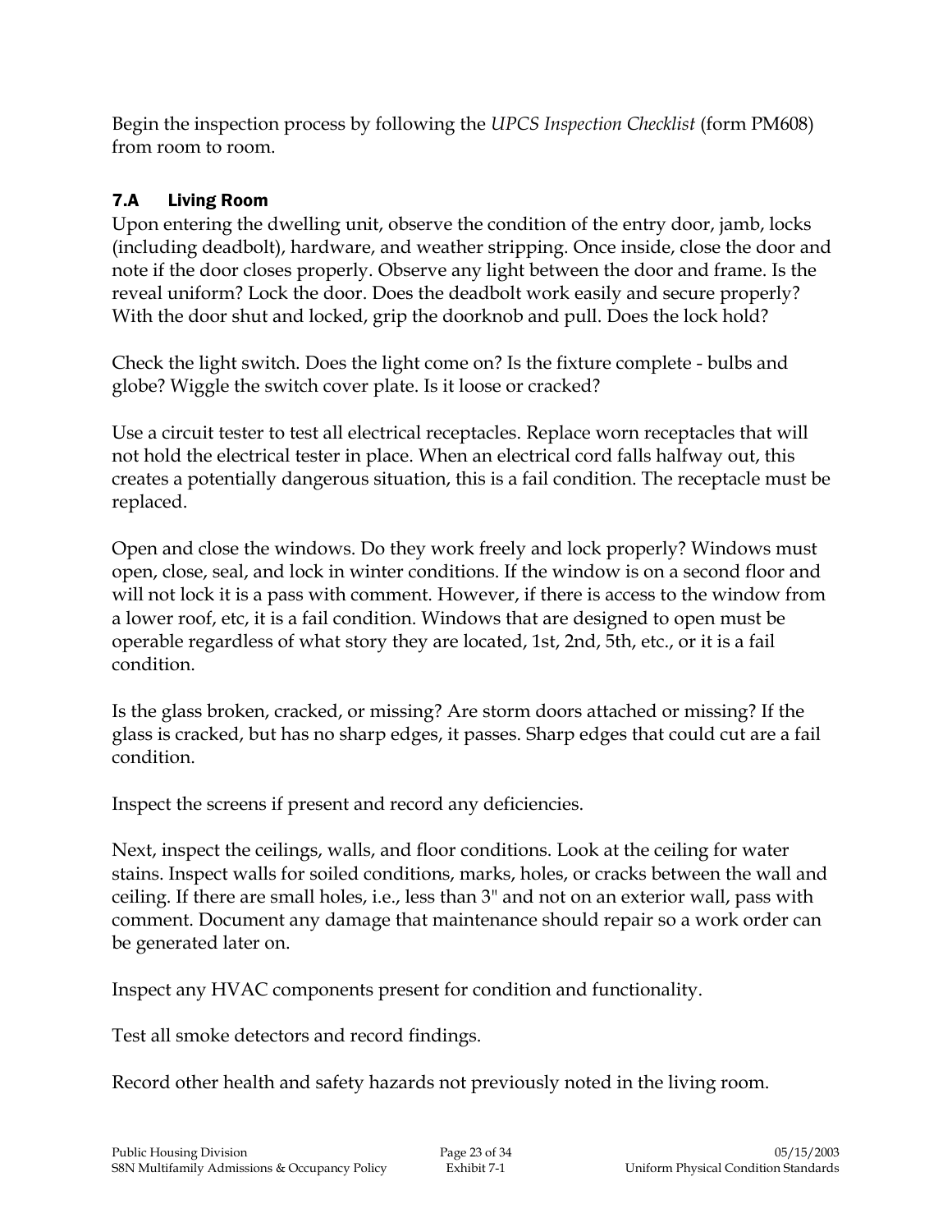Begin the inspection process by following the *UPCS Inspection Checklist* (form PM608) from room to room.

### 7.A Living Room

Upon entering the dwelling unit, observe the condition of the entry door, jamb, locks (including deadbolt), hardware, and weather stripping. Once inside, close the door and note if the door closes properly. Observe any light between the door and frame. Is the reveal uniform? Lock the door. Does the deadbolt work easily and secure properly? With the door shut and locked, grip the doorknob and pull. Does the lock hold?

Check the light switch. Does the light come on? Is the fixture complete - bulbs and globe? Wiggle the switch cover plate. Is it loose or cracked?

Use a circuit tester to test all electrical receptacles. Replace worn receptacles that will not hold the electrical tester in place. When an electrical cord falls halfway out, this creates a potentially dangerous situation, this is a fail condition. The receptacle must be replaced.

Open and close the windows. Do they work freely and lock properly? Windows must open, close, seal, and lock in winter conditions. If the window is on a second floor and will not lock it is a pass with comment. However, if there is access to the window from a lower roof, etc, it is a fail condition. Windows that are designed to open must be operable regardless of what story they are located, 1st, 2nd, 5th, etc., or it is a fail condition.

Is the glass broken, cracked, or missing? Are storm doors attached or missing? If the glass is cracked, but has no sharp edges, it passes. Sharp edges that could cut are a fail condition.

Inspect the screens if present and record any deficiencies.

Next, inspect the ceilings, walls, and floor conditions. Look at the ceiling for water stains. Inspect walls for soiled conditions, marks, holes, or cracks between the wall and ceiling. If there are small holes, i.e., less than 3" and not on an exterior wall, pass with comment. Document any damage that maintenance should repair so a work order can be generated later on.

Inspect any HVAC components present for condition and functionality.

Test all smoke detectors and record findings.

Record other health and safety hazards not previously noted in the living room.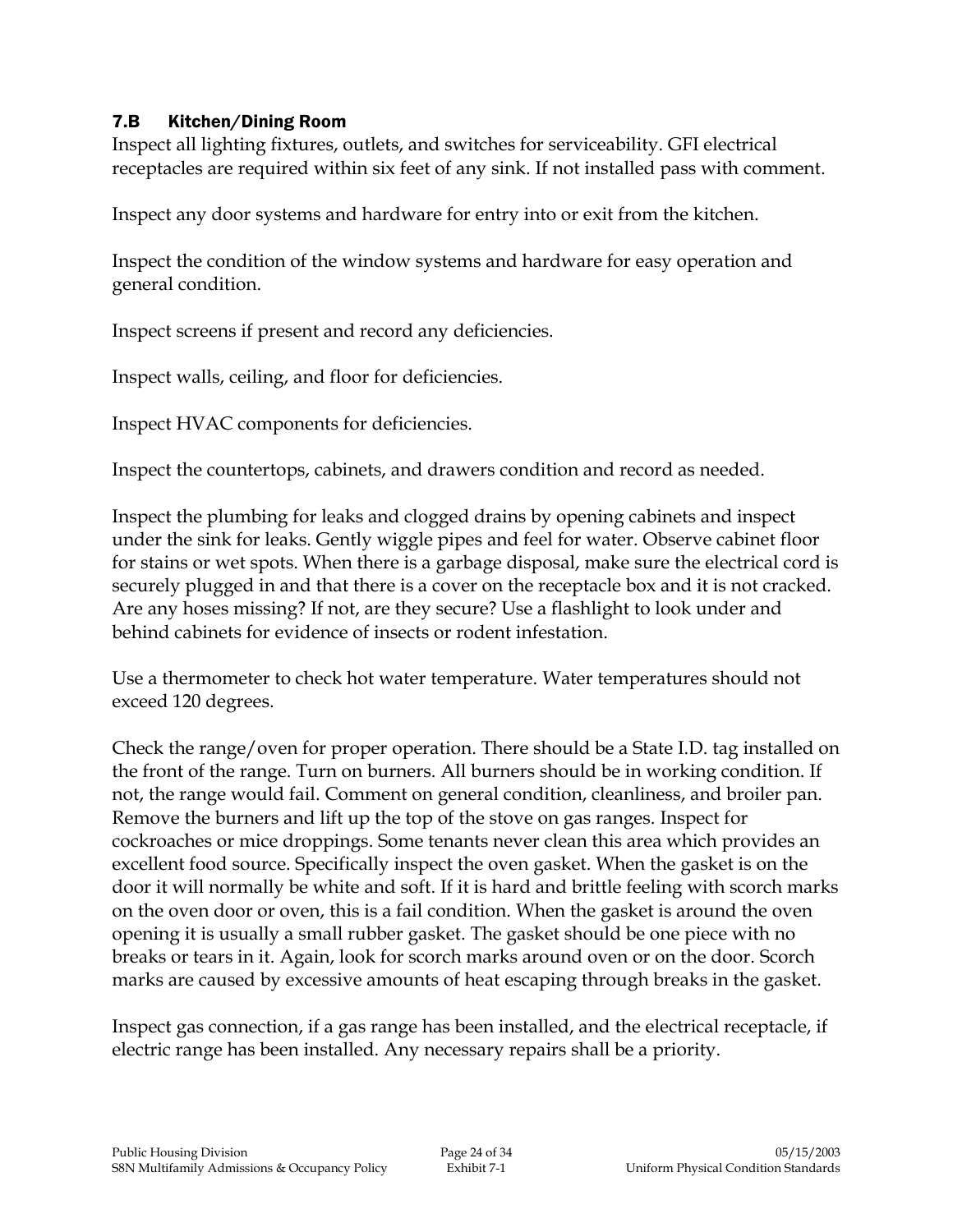### 7.B Kitchen/Dining Room

Inspect all lighting fixtures, outlets, and switches for serviceability. GFI electrical receptacles are required within six feet of any sink. If not installed pass with comment.

Inspect any door systems and hardware for entry into or exit from the kitchen.

Inspect the condition of the window systems and hardware for easy operation and general condition.

Inspect screens if present and record any deficiencies.

Inspect walls, ceiling, and floor for deficiencies.

Inspect HVAC components for deficiencies.

Inspect the countertops, cabinets, and drawers condition and record as needed.

Inspect the plumbing for leaks and clogged drains by opening cabinets and inspect under the sink for leaks. Gently wiggle pipes and feel for water. Observe cabinet floor for stains or wet spots. When there is a garbage disposal, make sure the electrical cord is securely plugged in and that there is a cover on the receptacle box and it is not cracked. Are any hoses missing? If not, are they secure? Use a flashlight to look under and behind cabinets for evidence of insects or rodent infestation.

Use a thermometer to check hot water temperature. Water temperatures should not exceed 120 degrees.

Check the range/oven for proper operation. There should be a State I.D. tag installed on the front of the range. Turn on burners. All burners should be in working condition. If not, the range would fail. Comment on general condition, cleanliness, and broiler pan. Remove the burners and lift up the top of the stove on gas ranges. Inspect for cockroaches or mice droppings. Some tenants never clean this area which provides an excellent food source. Specifically inspect the oven gasket. When the gasket is on the door it will normally be white and soft. If it is hard and brittle feeling with scorch marks on the oven door or oven, this is a fail condition. When the gasket is around the oven opening it is usually a small rubber gasket. The gasket should be one piece with no breaks or tears in it. Again, look for scorch marks around oven or on the door. Scorch marks are caused by excessive amounts of heat escaping through breaks in the gasket.

Inspect gas connection, if a gas range has been installed, and the electrical receptacle, if electric range has been installed. Any necessary repairs shall be a priority.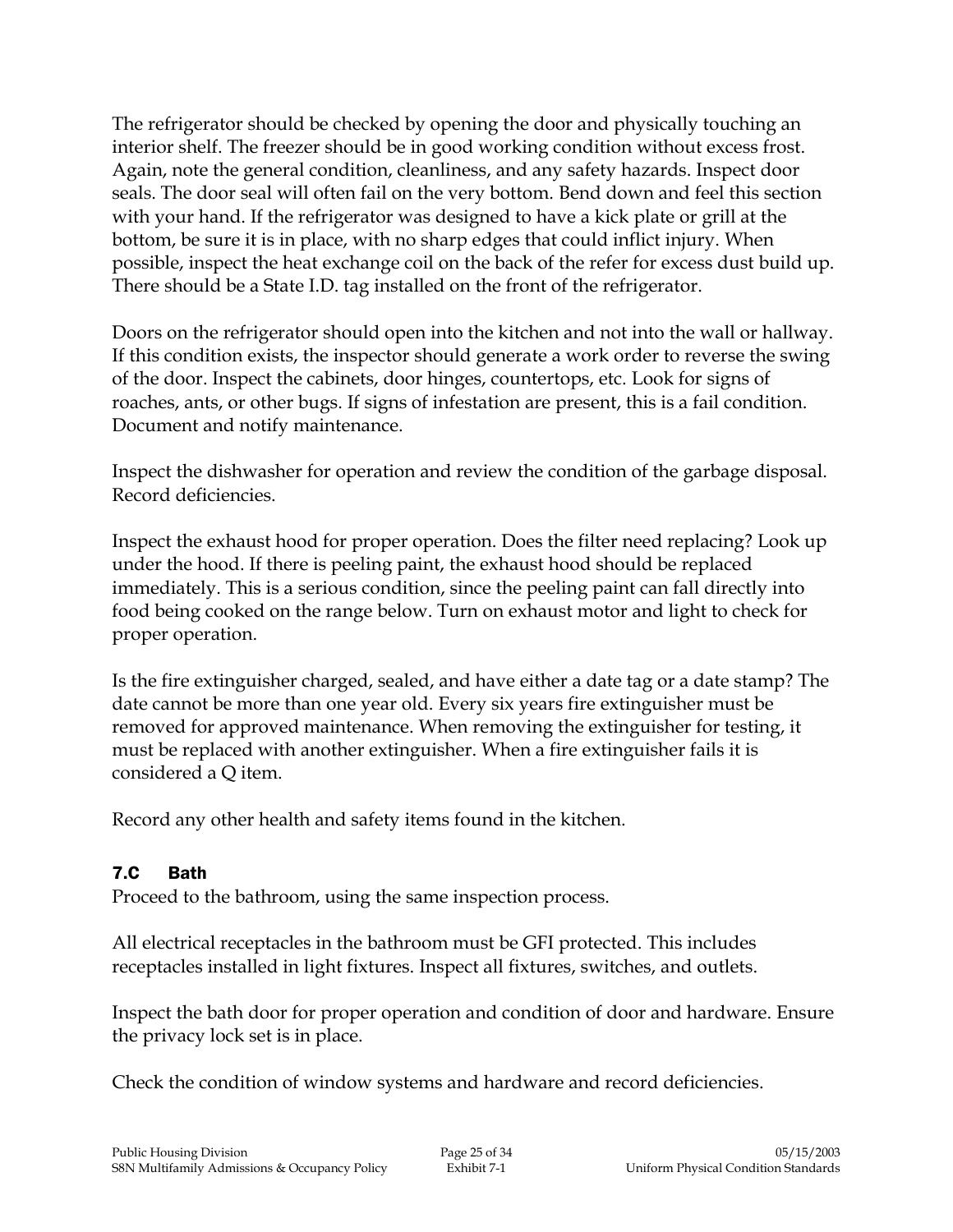The refrigerator should be checked by opening the door and physically touching an interior shelf. The freezer should be in good working condition without excess frost. Again, note the general condition, cleanliness, and any safety hazards. Inspect door seals. The door seal will often fail on the very bottom. Bend down and feel this section with your hand. If the refrigerator was designed to have a kick plate or grill at the bottom, be sure it is in place, with no sharp edges that could inflict injury. When possible, inspect the heat exchange coil on the back of the refer for excess dust build up. There should be a State I.D. tag installed on the front of the refrigerator.

Doors on the refrigerator should open into the kitchen and not into the wall or hallway. If this condition exists, the inspector should generate a work order to reverse the swing of the door. Inspect the cabinets, door hinges, countertops, etc. Look for signs of roaches, ants, or other bugs. If signs of infestation are present, this is a fail condition. Document and notify maintenance.

Inspect the dishwasher for operation and review the condition of the garbage disposal. Record deficiencies.

Inspect the exhaust hood for proper operation. Does the filter need replacing? Look up under the hood. If there is peeling paint, the exhaust hood should be replaced immediately. This is a serious condition, since the peeling paint can fall directly into food being cooked on the range below. Turn on exhaust motor and light to check for proper operation.

Is the fire extinguisher charged, sealed, and have either a date tag or a date stamp? The date cannot be more than one year old. Every six years fire extinguisher must be removed for approved maintenance. When removing the extinguisher for testing, it must be replaced with another extinguisher. When a fire extinguisher fails it is considered a Q item.

Record any other health and safety items found in the kitchen.

### 7.C Bath

Proceed to the bathroom, using the same inspection process.

All electrical receptacles in the bathroom must be GFI protected. This includes receptacles installed in light fixtures. Inspect all fixtures, switches, and outlets.

Inspect the bath door for proper operation and condition of door and hardware. Ensure the privacy lock set is in place.

Check the condition of window systems and hardware and record deficiencies.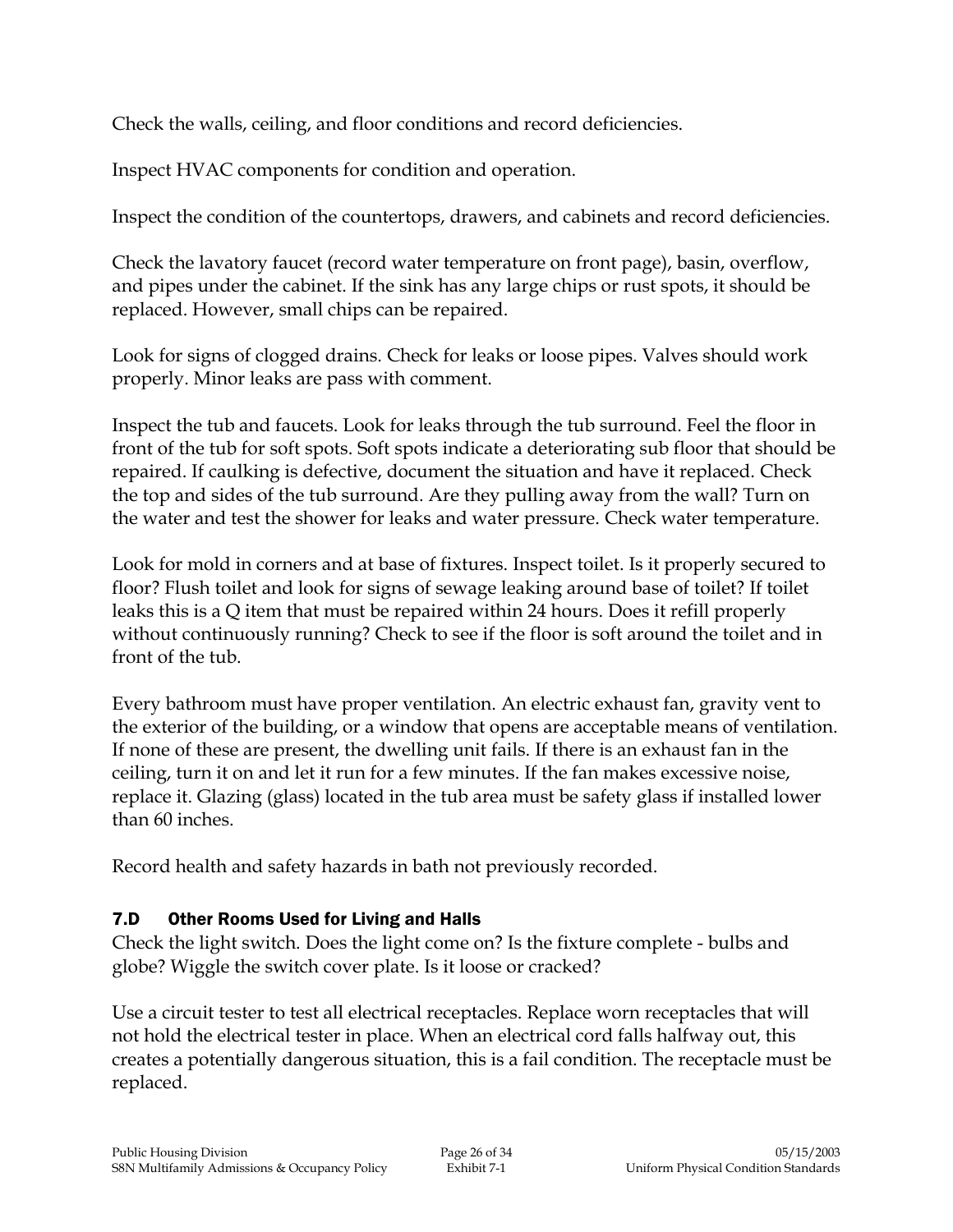Check the walls, ceiling, and floor conditions and record deficiencies.

Inspect HVAC components for condition and operation.

Inspect the condition of the countertops, drawers, and cabinets and record deficiencies.

Check the lavatory faucet (record water temperature on front page), basin, overflow, and pipes under the cabinet. If the sink has any large chips or rust spots, it should be replaced. However, small chips can be repaired.

Look for signs of clogged drains. Check for leaks or loose pipes. Valves should work properly. Minor leaks are pass with comment.

Inspect the tub and faucets. Look for leaks through the tub surround. Feel the floor in front of the tub for soft spots. Soft spots indicate a deteriorating sub floor that should be repaired. If caulking is defective, document the situation and have it replaced. Check the top and sides of the tub surround. Are they pulling away from the wall? Turn on the water and test the shower for leaks and water pressure. Check water temperature.

Look for mold in corners and at base of fixtures. Inspect toilet. Is it properly secured to floor? Flush toilet and look for signs of sewage leaking around base of toilet? If toilet leaks this is a Q item that must be repaired within 24 hours. Does it refill properly without continuously running? Check to see if the floor is soft around the toilet and in front of the tub.

Every bathroom must have proper ventilation. An electric exhaust fan, gravity vent to the exterior of the building, or a window that opens are acceptable means of ventilation. If none of these are present, the dwelling unit fails. If there is an exhaust fan in the ceiling, turn it on and let it run for a few minutes. If the fan makes excessive noise, replace it. Glazing (glass) located in the tub area must be safety glass if installed lower than 60 inches.

Record health and safety hazards in bath not previously recorded.

### 7.D Other Rooms Used for Living and Halls

Check the light switch. Does the light come on? Is the fixture complete - bulbs and globe? Wiggle the switch cover plate. Is it loose or cracked?

Use a circuit tester to test all electrical receptacles. Replace worn receptacles that will not hold the electrical tester in place. When an electrical cord falls halfway out, this creates a potentially dangerous situation, this is a fail condition. The receptacle must be replaced.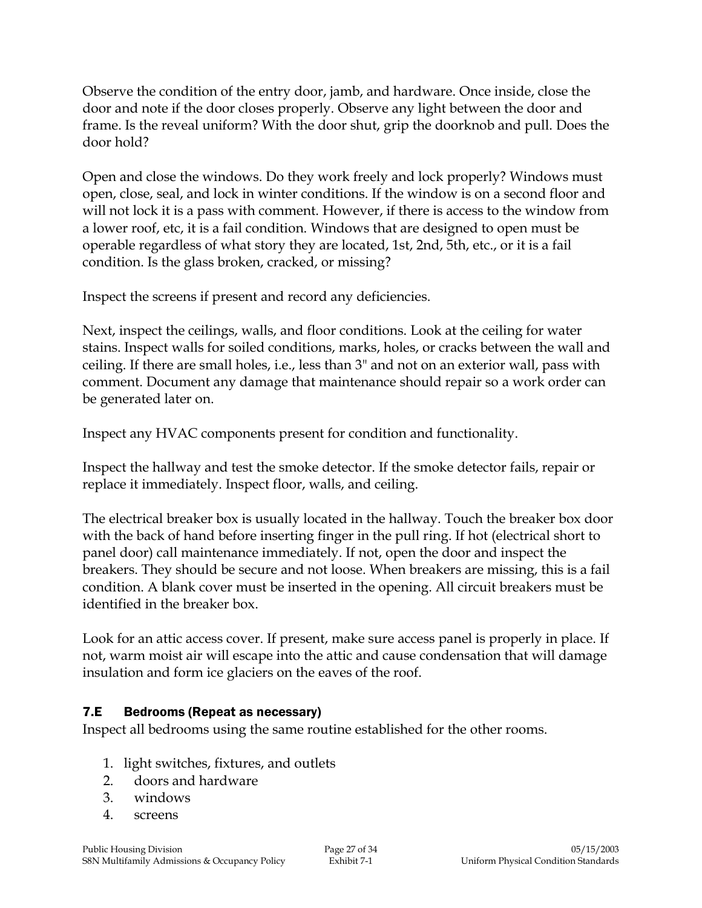Observe the condition of the entry door, jamb, and hardware. Once inside, close the door and note if the door closes properly. Observe any light between the door and frame. Is the reveal uniform? With the door shut, grip the doorknob and pull. Does the door hold?

Open and close the windows. Do they work freely and lock properly? Windows must open, close, seal, and lock in winter conditions. If the window is on a second floor and will not lock it is a pass with comment. However, if there is access to the window from a lower roof, etc, it is a fail condition. Windows that are designed to open must be operable regardless of what story they are located, 1st, 2nd, 5th, etc., or it is a fail condition. Is the glass broken, cracked, or missing?

Inspect the screens if present and record any deficiencies.

Next, inspect the ceilings, walls, and floor conditions. Look at the ceiling for water stains. Inspect walls for soiled conditions, marks, holes, or cracks between the wall and ceiling. If there are small holes, i.e., less than 3" and not on an exterior wall, pass with comment. Document any damage that maintenance should repair so a work order can be generated later on.

Inspect any HVAC components present for condition and functionality.

Inspect the hallway and test the smoke detector. If the smoke detector fails, repair or replace it immediately. Inspect floor, walls, and ceiling.

The electrical breaker box is usually located in the hallway. Touch the breaker box door with the back of hand before inserting finger in the pull ring. If hot (electrical short to panel door) call maintenance immediately. If not, open the door and inspect the breakers. They should be secure and not loose. When breakers are missing, this is a fail condition. A blank cover must be inserted in the opening. All circuit breakers must be identified in the breaker box.

Look for an attic access cover. If present, make sure access panel is properly in place. If not, warm moist air will escape into the attic and cause condensation that will damage insulation and form ice glaciers on the eaves of the roof.

### 7.E Bedrooms (Repeat as necessary)

Inspect all bedrooms using the same routine established for the other rooms.

1. light switches, fixtures, and outlets
2. doors and hardware
3. windows
4. screens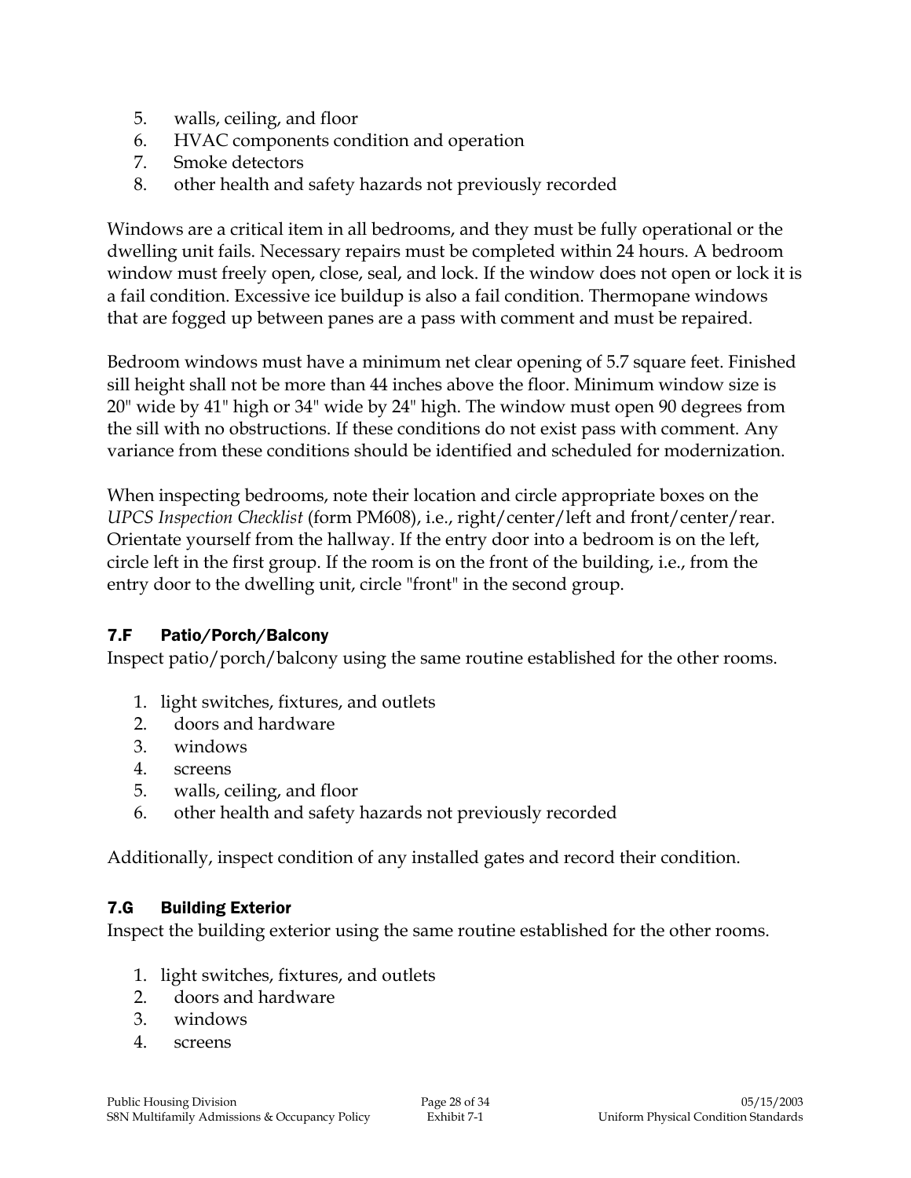5. walls, ceiling, and floor
6. HVAC components condition and operation
7. Smoke detectors
8. other health and safety hazards not previously recorded

Windows are a critical item in all bedrooms, and they must be fully operational or the dwelling unit fails. Necessary repairs must be completed within 24 hours. A bedroom window must freely open, close, seal, and lock. If the window does not open or lock it is a fail condition. Excessive ice buildup is also a fail condition. Thermopane windows that are fogged up between panes are a pass with comment and must be repaired.

Bedroom windows must have a minimum net clear opening of 5.7 square feet. Finished sill height shall not be more than 44 inches above the floor. Minimum window size is 20" wide by 41" high or 34" wide by 24" high. The window must open 90 degrees from the sill with no obstructions. If these conditions do not exist pass with comment. Any variance from these conditions should be identified and scheduled for modernization.

When inspecting bedrooms, note their location and circle appropriate boxes on the *UPCS Inspection Checklist* (form PM608), i.e., right/center/left and front/center/rear. Orientate yourself from the hallway. If the entry door into a bedroom is on the left, circle left in the first group. If the room is on the front of the building, i.e., from the entry door to the dwelling unit, circle "front" in the second group.

### 7.F Patio/Porch/Balcony

Inspect patio/porch/balcony using the same routine established for the other rooms.

1. light switches, fixtures, and outlets
2. doors and hardware
3. windows
4. screens
5. walls, ceiling, and floor
6. other health and safety hazards not previously recorded

Additionally, inspect condition of any installed gates and record their condition.

### 7.G Building Exterior

Inspect the building exterior using the same routine established for the other rooms.

1. light switches, fixtures, and outlets
2. doors and hardware
3. windows
4. screens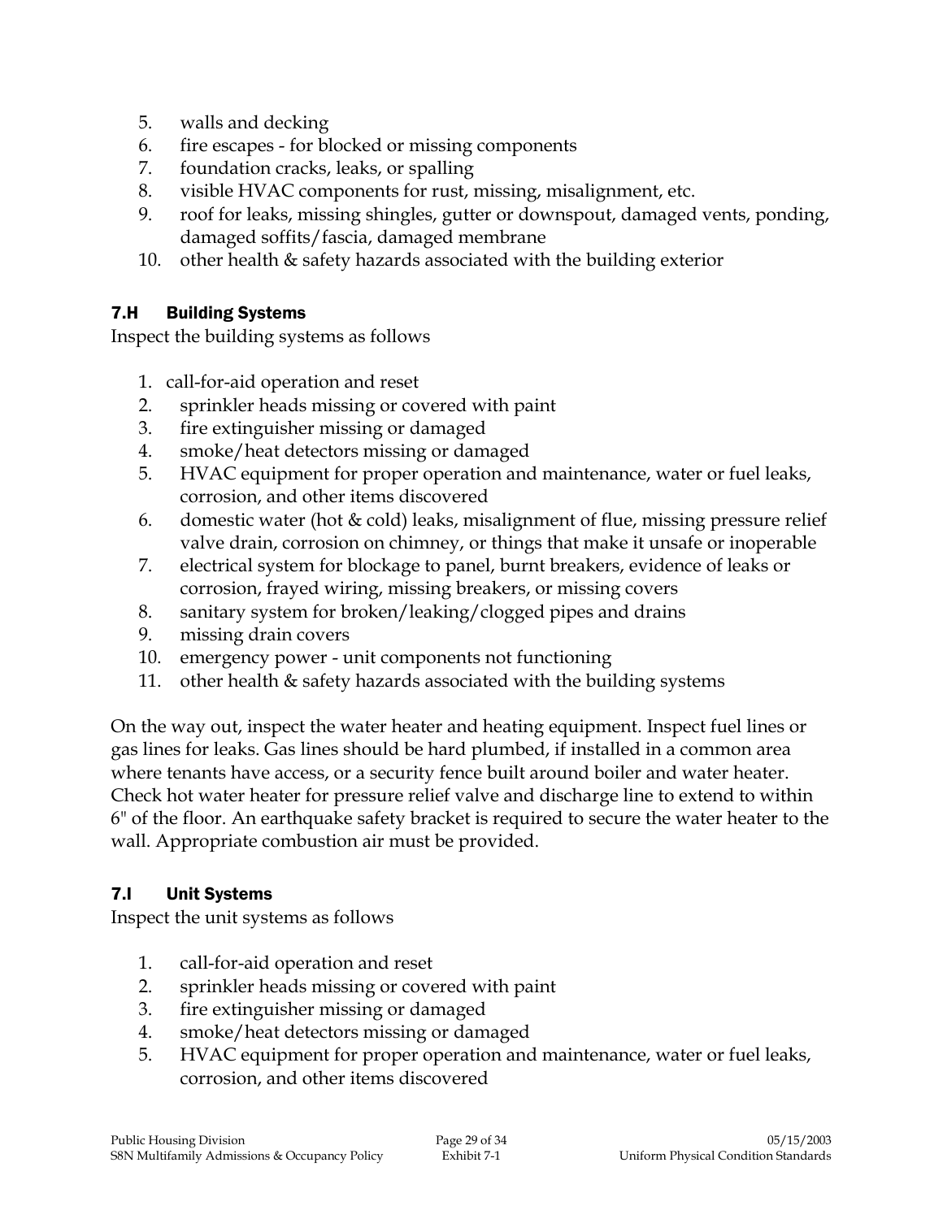5. walls and decking
6. fire escapes - for blocked or missing components
7. foundation cracks, leaks, or spalling
8. visible HVAC components for rust, missing, misalignment, etc.
9. roof for leaks, missing shingles, gutter or downspout, damaged vents, ponding, damaged soffits/fascia, damaged membrane
10. other health & safety hazards associated with the building exterior

### 7.H Building Systems

Inspect the building systems as follows

1. call-for-aid operation and reset
2. sprinkler heads missing or covered with paint
3. fire extinguisher missing or damaged
4. smoke/heat detectors missing or damaged
5. HVAC equipment for proper operation and maintenance, water or fuel leaks, corrosion, and other items discovered
6. domestic water (hot & cold) leaks, misalignment of flue, missing pressure relief valve drain, corrosion on chimney, or things that make it unsafe or inoperable
7. electrical system for blockage to panel, burnt breakers, evidence of leaks or corrosion, frayed wiring, missing breakers, or missing covers
8. sanitary system for broken/leaking/clogged pipes and drains
9. missing drain covers
10. emergency power - unit components not functioning
11. other health & safety hazards associated with the building systems

On the way out, inspect the water heater and heating equipment. Inspect fuel lines or gas lines for leaks. Gas lines should be hard plumbed, if installed in a common area where tenants have access, or a security fence built around boiler and water heater. Check hot water heater for pressure relief valve and discharge line to extend to within 6" of the floor. An earthquake safety bracket is required to secure the water heater to the wall. Appropriate combustion air must be provided.

### 7.I Unit Systems

Inspect the unit systems as follows

1. call-for-aid operation and reset
2. sprinkler heads missing or covered with paint
3. fire extinguisher missing or damaged
4. smoke/heat detectors missing or damaged
5. HVAC equipment for proper operation and maintenance, water or fuel leaks, corrosion, and other items discovered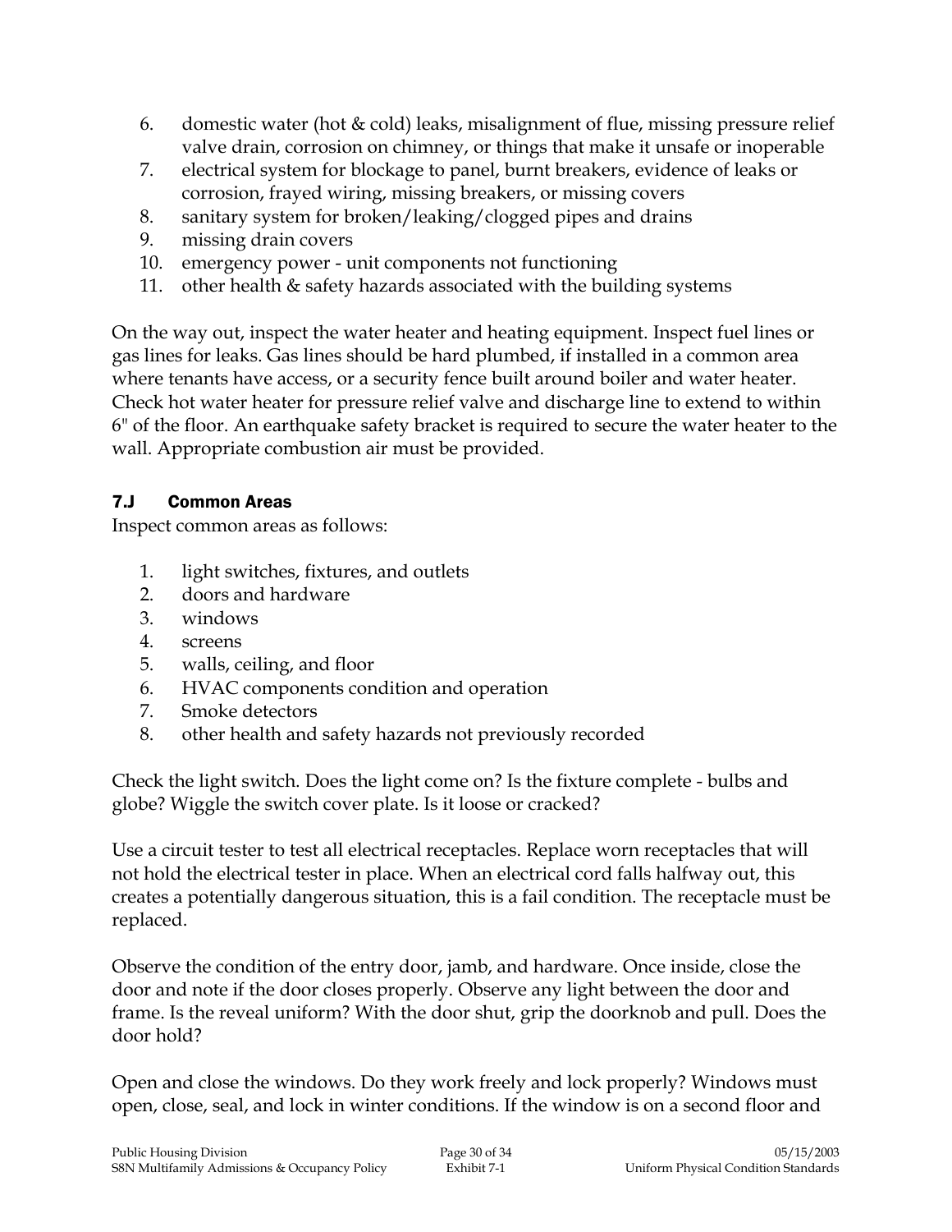6. domestic water (hot & cold) leaks, misalignment of flue, missing pressure relief valve drain, corrosion on chimney, or things that make it unsafe or inoperable
7. electrical system for blockage to panel, burnt breakers, evidence of leaks or corrosion, frayed wiring, missing breakers, or missing covers
8. sanitary system for broken/leaking/clogged pipes and drains
9. missing drain covers
10. emergency power - unit components not functioning
11. other health & safety hazards associated with the building systems

On the way out, inspect the water heater and heating equipment. Inspect fuel lines or gas lines for leaks. Gas lines should be hard plumbed, if installed in a common area where tenants have access, or a security fence built around boiler and water heater. Check hot water heater for pressure relief valve and discharge line to extend to within 6" of the floor. An earthquake safety bracket is required to secure the water heater to the wall. Appropriate combustion air must be provided.

### 7.J Common Areas

Inspect common areas as follows:

1. light switches, fixtures, and outlets
2. doors and hardware
3. windows
4. screens
5. walls, ceiling, and floor
6. HVAC components condition and operation
7. Smoke detectors
8. other health and safety hazards not previously recorded

Check the light switch. Does the light come on? Is the fixture complete - bulbs and globe? Wiggle the switch cover plate. Is it loose or cracked?

Use a circuit tester to test all electrical receptacles. Replace worn receptacles that will not hold the electrical tester in place. When an electrical cord falls halfway out, this creates a potentially dangerous situation, this is a fail condition. The receptacle must be replaced.

Observe the condition of the entry door, jamb, and hardware. Once inside, close the door and note if the door closes properly. Observe any light between the door and frame. Is the reveal uniform? With the door shut, grip the doorknob and pull. Does the door hold?

Open and close the windows. Do they work freely and lock properly? Windows must open, close, seal, and lock in winter conditions. If the window is on a second floor and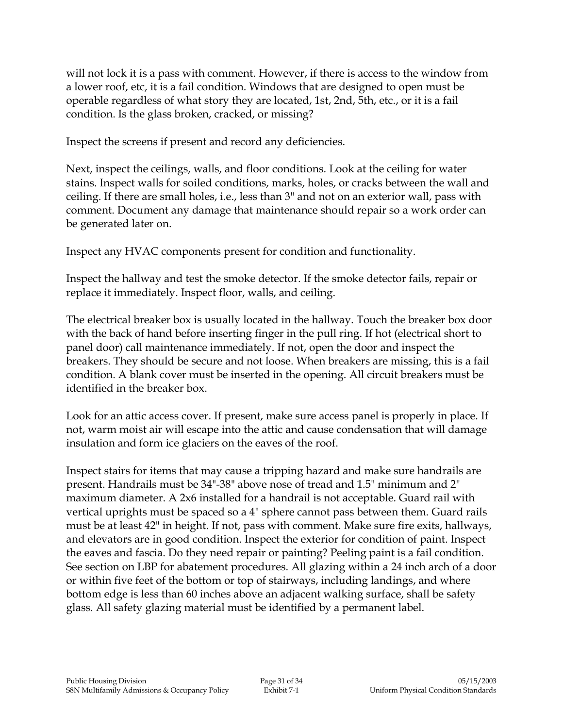will not lock it is a pass with comment. However, if there is access to the window from a lower roof, etc, it is a fail condition. Windows that are designed to open must be operable regardless of what story they are located, 1st, 2nd, 5th, etc., or it is a fail condition. Is the glass broken, cracked, or missing?

Inspect the screens if present and record any deficiencies.

Next, inspect the ceilings, walls, and floor conditions. Look at the ceiling for water stains. Inspect walls for soiled conditions, marks, holes, or cracks between the wall and ceiling. If there are small holes, i.e., less than 3" and not on an exterior wall, pass with comment. Document any damage that maintenance should repair so a work order can be generated later on.

Inspect any HVAC components present for condition and functionality.

Inspect the hallway and test the smoke detector. If the smoke detector fails, repair or replace it immediately. Inspect floor, walls, and ceiling.

The electrical breaker box is usually located in the hallway. Touch the breaker box door with the back of hand before inserting finger in the pull ring. If hot (electrical short to panel door) call maintenance immediately. If not, open the door and inspect the breakers. They should be secure and not loose. When breakers are missing, this is a fail condition. A blank cover must be inserted in the opening. All circuit breakers must be identified in the breaker box.

Look for an attic access cover. If present, make sure access panel is properly in place. If not, warm moist air will escape into the attic and cause condensation that will damage insulation and form ice glaciers on the eaves of the roof.

Inspect stairs for items that may cause a tripping hazard and make sure handrails are present. Handrails must be 34"-38" above nose of tread and 1.5" minimum and 2" maximum diameter. A 2x6 installed for a handrail is not acceptable. Guard rail with vertical uprights must be spaced so a 4" sphere cannot pass between them. Guard rails must be at least 42" in height. If not, pass with comment. Make sure fire exits, hallways, and elevators are in good condition. Inspect the exterior for condition of paint. Inspect the eaves and fascia. Do they need repair or painting? Peeling paint is a fail condition. See section on LBP for abatement procedures. All glazing within a 24 inch arch of a door or within five feet of the bottom or top of stairways, including landings, and where bottom edge is less than 60 inches above an adjacent walking surface, shall be safety glass. All safety glazing material must be identified by a permanent label.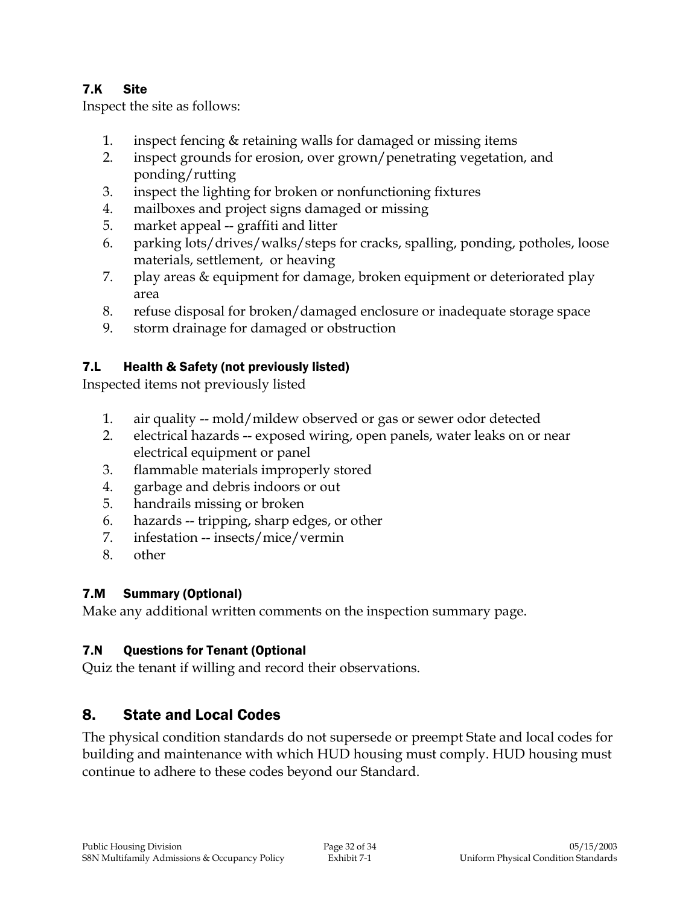### 7.K Site

Inspect the site as follows:

1. inspect fencing & retaining walls for damaged or missing items
2. inspect grounds for erosion, over grown/penetrating vegetation, and ponding/rutting
3. inspect the lighting for broken or nonfunctioning fixtures
4. mailboxes and project signs damaged or missing
5. market appeal -- graffiti and litter
6. parking lots/drives/walks/steps for cracks, spalling, ponding, potholes, loose materials, settlement, or heaving
7. play areas & equipment for damage, broken equipment or deteriorated play area
8. refuse disposal for broken/damaged enclosure or inadequate storage space
9. storm drainage for damaged or obstruction

### 7.L Health & Safety (not previously listed)

Inspected items not previously listed

1. air quality -- mold/mildew observed or gas or sewer odor detected
2. electrical hazards -- exposed wiring, open panels, water leaks on or near electrical equipment or panel
3. flammable materials improperly stored
4. garbage and debris indoors or out
5. handrails missing or broken
6. hazards -- tripping, sharp edges, or other
7. infestation -- insects/mice/vermin
8. other

### 7.M Summary (Optional)

Make any additional written comments on the inspection summary page.

### 7.N Questions for Tenant (Optional

Quiz the tenant if willing and record their observations.

## 8. State and Local Codes

The physical condition standards do not supersede or preempt State and local codes for building and maintenance with which HUD housing must comply. HUD housing must continue to adhere to these codes beyond our Standard.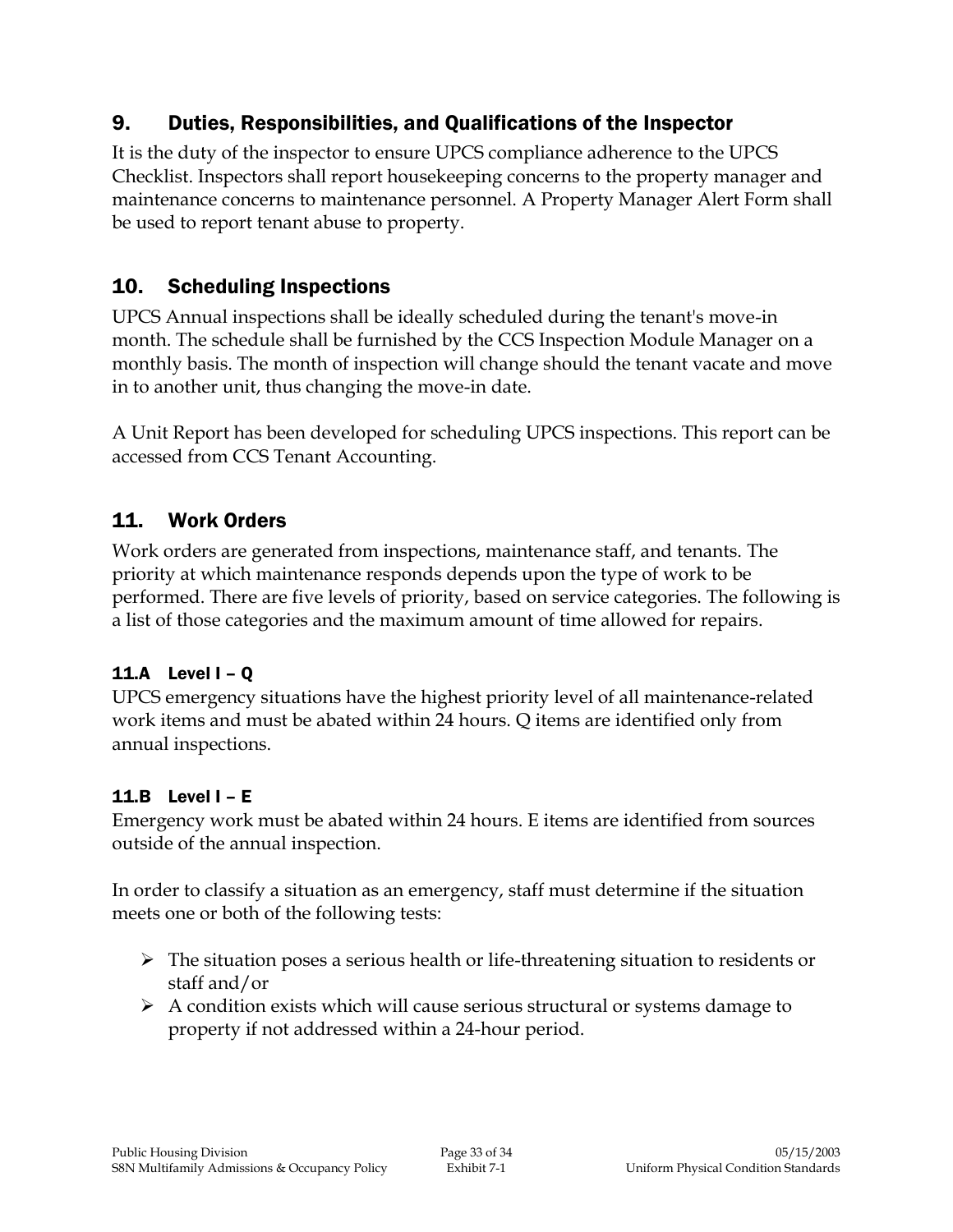## 9. Duties, Responsibilities, and Qualifications of the Inspector

It is the duty of the inspector to ensure UPCS compliance adherence to the UPCS Checklist. Inspectors shall report housekeeping concerns to the property manager and maintenance concerns to maintenance personnel. A Property Manager Alert Form shall be used to report tenant abuse to property.

## 10. Scheduling Inspections

UPCS Annual inspections shall be ideally scheduled during the tenant's move-in month. The schedule shall be furnished by the CCS Inspection Module Manager on a monthly basis. The month of inspection will change should the tenant vacate and move in to another unit, thus changing the move-in date.

A Unit Report has been developed for scheduling UPCS inspections. This report can be accessed from CCS Tenant Accounting.

## 11. Work Orders

Work orders are generated from inspections, maintenance staff, and tenants. The priority at which maintenance responds depends upon the type of work to be performed. There are five levels of priority, based on service categories. The following is a list of those categories and the maximum amount of time allowed for repairs.

### 11.A Level I – Q

UPCS emergency situations have the highest priority level of all maintenance-related work items and must be abated within 24 hours. Q items are identified only from annual inspections.

### 11.B Level I – E

Emergency work must be abated within 24 hours. E items are identified from sources outside of the annual inspection.

In order to classify a situation as an emergency, staff must determine if the situation meets one or both of the following tests:

- The situation poses a serious health or life-threatening situation to residents or staff and/or
- A condition exists which will cause serious structural or systems damage to property if not addressed within a 24-hour period.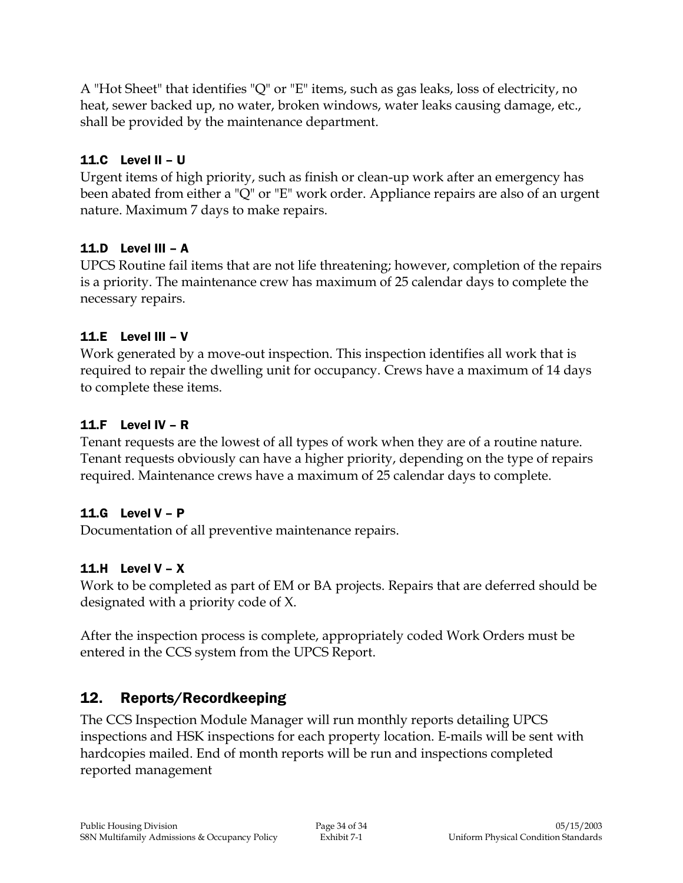A "Hot Sheet" that identifies "Q" or "E" items, such as gas leaks, loss of electricity, no heat, sewer backed up, no water, broken windows, water leaks causing damage, etc., shall be provided by the maintenance department.

### 11.C Level II – U

Urgent items of high priority, such as finish or clean-up work after an emergency has been abated from either a "Q" or "E" work order. Appliance repairs are also of an urgent nature. Maximum 7 days to make repairs.

### 11.D Level III – A

UPCS Routine fail items that are not life threatening; however, completion of the repairs is a priority. The maintenance crew has maximum of 25 calendar days to complete the necessary repairs.

### 11.E Level III – V

Work generated by a move-out inspection. This inspection identifies all work that is required to repair the dwelling unit for occupancy. Crews have a maximum of 14 days to complete these items.

### 11.F Level IV – R

Tenant requests are the lowest of all types of work when they are of a routine nature. Tenant requests obviously can have a higher priority, depending on the type of repairs required. Maintenance crews have a maximum of 25 calendar days to complete.

### 11.G Level V – P

Documentation of all preventive maintenance repairs.

### 11.H Level V – X

Work to be completed as part of EM or BA projects. Repairs that are deferred should be designated with a priority code of X.

After the inspection process is complete, appropriately coded Work Orders must be entered in the CCS system from the UPCS Report.

## 12. Reports/Recordkeeping

The CCS Inspection Module Manager will run monthly reports detailing UPCS inspections and HSK inspections for each property location. E-mails will be sent with hardcopies mailed. End of month reports will be run and inspections completed reported management